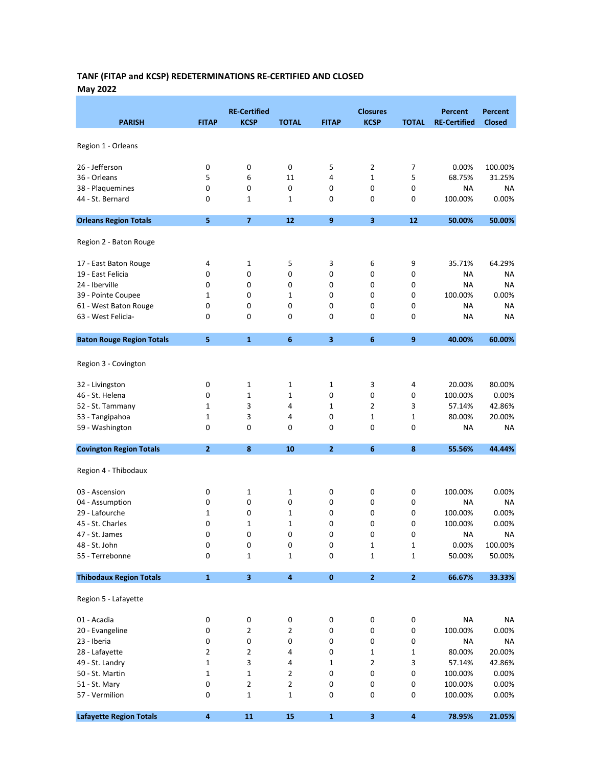## TANF (FITAP and KCSP) REDETERMINATIONS RE-CERTIFIED AND CLOSED

### May 2022

| PARISH | RE-Certified FITAP | RE-Certified KCSP | RE-Certified TOTAL | Closures FITAP | Closures KCSP | Closures TOTAL | Percent RE-Certified | Percent Closed |
|---|---|---|---|---|---|---|---|---|
| Region 1 - Orleans | | | | | | | | |
| 26 - Jefferson | 0 | 0 | 0 | 5 | 2 | 7 | 0.00% | 100.00% |
| 36 - Orleans | 5 | 6 | 11 | 4 | 1 | 5 | 68.75% | 31.25% |
| 38 - Plaquemines | 0 | 0 | 0 | 0 | 0 | 0 | NA | NA |
| 44 - St. Bernard | 0 | 1 | 1 | 0 | 0 | 0 | 100.00% | 0.00% |
| **Orleans Region Totals** | **5** | **7** | **12** | **9** | **3** | **12** | **50.00%** | **50.00%** |
| Region 2 - Baton Rouge | | | | | | | | |
| 17 - East Baton Rouge | 4 | 1 | 5 | 3 | 6 | 9 | 35.71% | 64.29% |
| 19 - East Felicia | 0 | 0 | 0 | 0 | 0 | 0 | NA | NA |
| 24 - Iberville | 0 | 0 | 0 | 0 | 0 | 0 | NA | NA |
| 39 - Pointe Coupee | 1 | 0 | 1 | 0 | 0 | 0 | 100.00% | 0.00% |
| 61 - West Baton Rouge | 0 | 0 | 0 | 0 | 0 | 0 | NA | NA |
| 63 - West Felicia- | 0 | 0 | 0 | 0 | 0 | 0 | NA | NA |
| **Baton Rouge Region Totals** | **5** | **1** | **6** | **3** | **6** | **9** | **40.00%** | **60.00%** |
| Region 3 - Covington | | | | | | | | |
| 32 - Livingston | 0 | 1 | 1 | 1 | 3 | 4 | 20.00% | 80.00% |
| 46 - St. Helena | 0 | 1 | 1 | 0 | 0 | 0 | 100.00% | 0.00% |
| 52 - St. Tammany | 1 | 3 | 4 | 1 | 2 | 3 | 57.14% | 42.86% |
| 53 - Tangipahoa | 1 | 3 | 4 | 0 | 1 | 1 | 80.00% | 20.00% |
| 59 - Washington | 0 | 0 | 0 | 0 | 0 | 0 | NA | NA |
| **Covington Region Totals** | **2** | **8** | **10** | **2** | **6** | **8** | **55.56%** | **44.44%** |
| Region 4 - Thibodaux | | | | | | | | |
| 03 - Ascension | 0 | 1 | 1 | 0 | 0 | 0 | 100.00% | 0.00% |
| 04 - Assumption | 0 | 0 | 0 | 0 | 0 | 0 | NA | NA |
| 29 - Lafourche | 1 | 0 | 1 | 0 | 0 | 0 | 100.00% | 0.00% |
| 45 - St. Charles | 0 | 1 | 1 | 0 | 0 | 0 | 100.00% | 0.00% |
| 47 - St. James | 0 | 0 | 0 | 0 | 0 | 0 | NA | NA |
| 48 - St. John | 0 | 0 | 0 | 0 | 1 | 1 | 0.00% | 100.00% |
| 55 - Terrebonne | 0 | 1 | 1 | 0 | 1 | 1 | 50.00% | 50.00% |
| **Thibodaux Region Totals** | **1** | **3** | **4** | **0** | **2** | **2** | **66.67%** | **33.33%** |
| Region 5 - Lafayette | | | | | | | | |
| 01 - Acadia | 0 | 0 | 0 | 0 | 0 | 0 | NA | NA |
| 20 - Evangeline | 0 | 2 | 2 | 0 | 0 | 0 | 100.00% | 0.00% |
| 23 - Iberia | 0 | 0 | 0 | 0 | 0 | 0 | NA | NA |
| 28 - Lafayette | 2 | 2 | 4 | 0 | 1 | 1 | 80.00% | 20.00% |
| 49 - St. Landry | 1 | 3 | 4 | 1 | 2 | 3 | 57.14% | 42.86% |
| 50 - St. Martin | 1 | 1 | 2 | 0 | 0 | 0 | 100.00% | 0.00% |
| 51 - St. Mary | 0 | 2 | 2 | 0 | 0 | 0 | 100.00% | 0.00% |
| 57 - Vermilion | 0 | 1 | 1 | 0 | 0 | 0 | 100.00% | 0.00% |
| **Lafayette Region Totals** | **4** | **11** | **15** | **1** | **3** | **4** | **78.95%** | **21.05%** |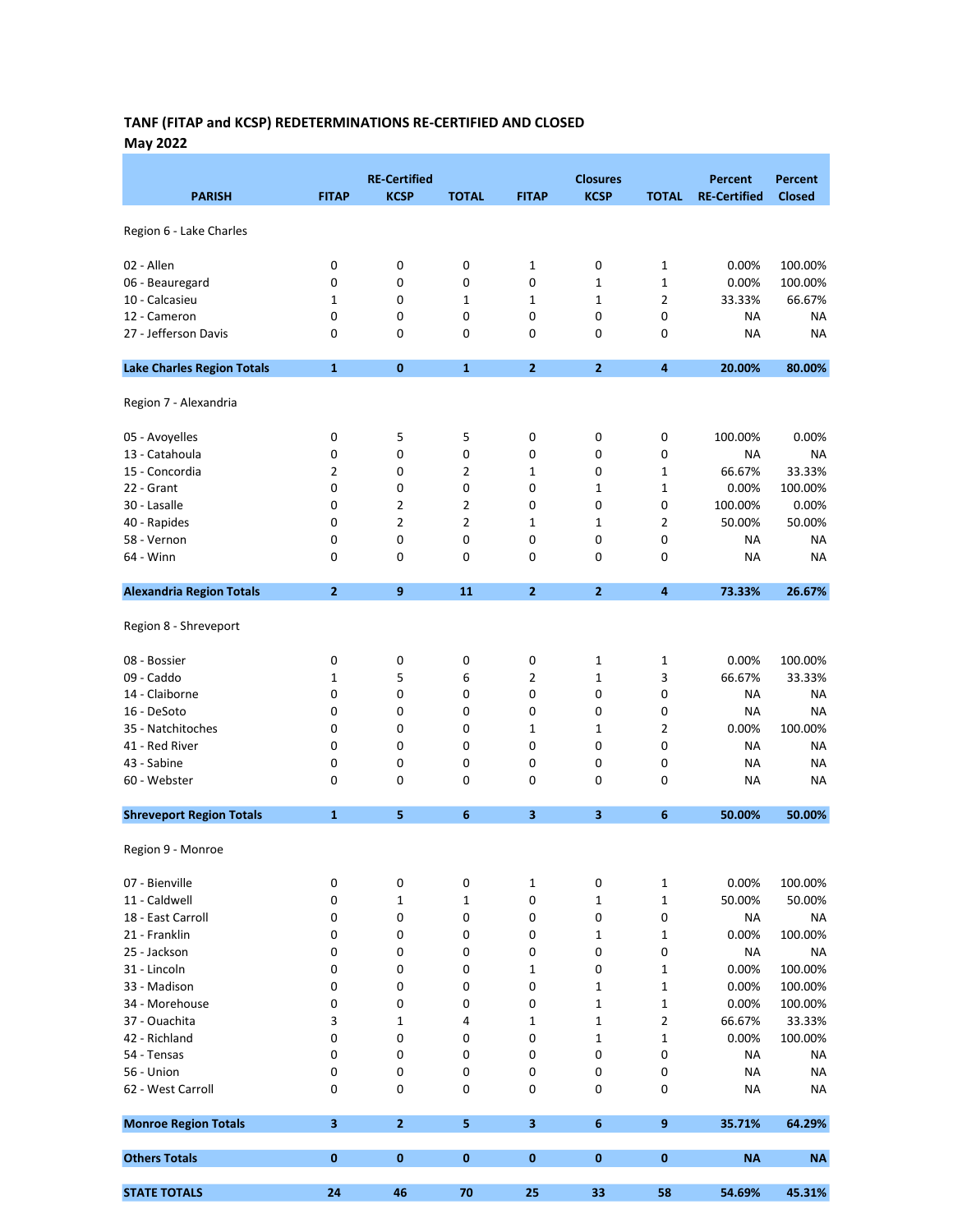## TANF (FITAP and KCSP) REDETERMINATIONS RE-CERTIFIED AND CLOSED
## May 2022

| PARISH | RE-Certified FITAP | RE-Certified KCSP | RE-Certified TOTAL | Closures FITAP | Closures KCSP | Closures TOTAL | Percent RE-Certified | Percent Closed |
|---|---|---|---|---|---|---|---|---|
| Region 6 - Lake Charles | | | | | | | | |
| 02 - Allen | 0 | 0 | 0 | 1 | 0 | 1 | 0.00% | 100.00% |
| 06 - Beauregard | 0 | 0 | 0 | 0 | 1 | 1 | 0.00% | 100.00% |
| 10 - Calcasieu | 1 | 0 | 1 | 1 | 1 | 2 | 33.33% | 66.67% |
| 12 - Cameron | 0 | 0 | 0 | 0 | 0 | 0 | NA | NA |
| 27 - Jefferson Davis | 0 | 0 | 0 | 0 | 0 | 0 | NA | NA |
| **Lake Charles Region Totals** | **1** | **0** | **1** | **2** | **2** | **4** | **20.00%** | **80.00%** |
| Region 7 - Alexandria | | | | | | | | |
| 05 - Avoyelles | 0 | 5 | 5 | 0 | 0 | 0 | 100.00% | 0.00% |
| 13 - Catahoula | 0 | 0 | 0 | 0 | 0 | 0 | NA | NA |
| 15 - Concordia | 2 | 0 | 2 | 1 | 0 | 1 | 66.67% | 33.33% |
| 22 - Grant | 0 | 0 | 0 | 0 | 1 | 1 | 0.00% | 100.00% |
| 30 - Lasalle | 0 | 2 | 2 | 0 | 0 | 0 | 100.00% | 0.00% |
| 40 - Rapides | 0 | 2 | 2 | 1 | 1 | 2 | 50.00% | 50.00% |
| 58 - Vernon | 0 | 0 | 0 | 0 | 0 | 0 | NA | NA |
| 64 - Winn | 0 | 0 | 0 | 0 | 0 | 0 | NA | NA |
| **Alexandria Region Totals** | **2** | **9** | **11** | **2** | **2** | **4** | **73.33%** | **26.67%** |
| Region 8 - Shreveport | | | | | | | | |
| 08 - Bossier | 0 | 0 | 0 | 0 | 1 | 1 | 0.00% | 100.00% |
| 09 - Caddo | 1 | 5 | 6 | 2 | 1 | 3 | 66.67% | 33.33% |
| 14 - Claiborne | 0 | 0 | 0 | 0 | 0 | 0 | NA | NA |
| 16 - DeSoto | 0 | 0 | 0 | 0 | 0 | 0 | NA | NA |
| 35 - Natchitoches | 0 | 0 | 0 | 1 | 1 | 2 | 0.00% | 100.00% |
| 41 - Red River | 0 | 0 | 0 | 0 | 0 | 0 | NA | NA |
| 43 - Sabine | 0 | 0 | 0 | 0 | 0 | 0 | NA | NA |
| 60 - Webster | 0 | 0 | 0 | 0 | 0 | 0 | NA | NA |
| **Shreveport Region Totals** | **1** | **5** | **6** | **3** | **3** | **6** | **50.00%** | **50.00%** |
| Region 9 - Monroe | | | | | | | | |
| 07 - Bienville | 0 | 0 | 0 | 1 | 0 | 1 | 0.00% | 100.00% |
| 11 - Caldwell | 0 | 1 | 1 | 0 | 1 | 1 | 50.00% | 50.00% |
| 18 - East Carroll | 0 | 0 | 0 | 0 | 0 | 0 | NA | NA |
| 21 - Franklin | 0 | 0 | 0 | 0 | 1 | 1 | 0.00% | 100.00% |
| 25 - Jackson | 0 | 0 | 0 | 0 | 0 | 0 | NA | NA |
| 31 - Lincoln | 0 | 0 | 0 | 1 | 0 | 1 | 0.00% | 100.00% |
| 33 - Madison | 0 | 0 | 0 | 0 | 1 | 1 | 0.00% | 100.00% |
| 34 - Morehouse | 0 | 0 | 0 | 0 | 1 | 1 | 0.00% | 100.00% |
| 37 - Ouachita | 3 | 1 | 4 | 1 | 1 | 2 | 66.67% | 33.33% |
| 42 - Richland | 0 | 0 | 0 | 0 | 1 | 1 | 0.00% | 100.00% |
| 54 - Tensas | 0 | 0 | 0 | 0 | 0 | 0 | NA | NA |
| 56 - Union | 0 | 0 | 0 | 0 | 0 | 0 | NA | NA |
| 62 - West Carroll | 0 | 0 | 0 | 0 | 0 | 0 | NA | NA |
| **Monroe Region Totals** | **3** | **2** | **5** | **3** | **6** | **9** | **35.71%** | **64.29%** |
| **Others Totals** | **0** | **0** | **0** | **0** | **0** | **0** | **NA** | **NA** |
| **STATE TOTALS** | **24** | **46** | **70** | **25** | **33** | **58** | **54.69%** | **45.31%** |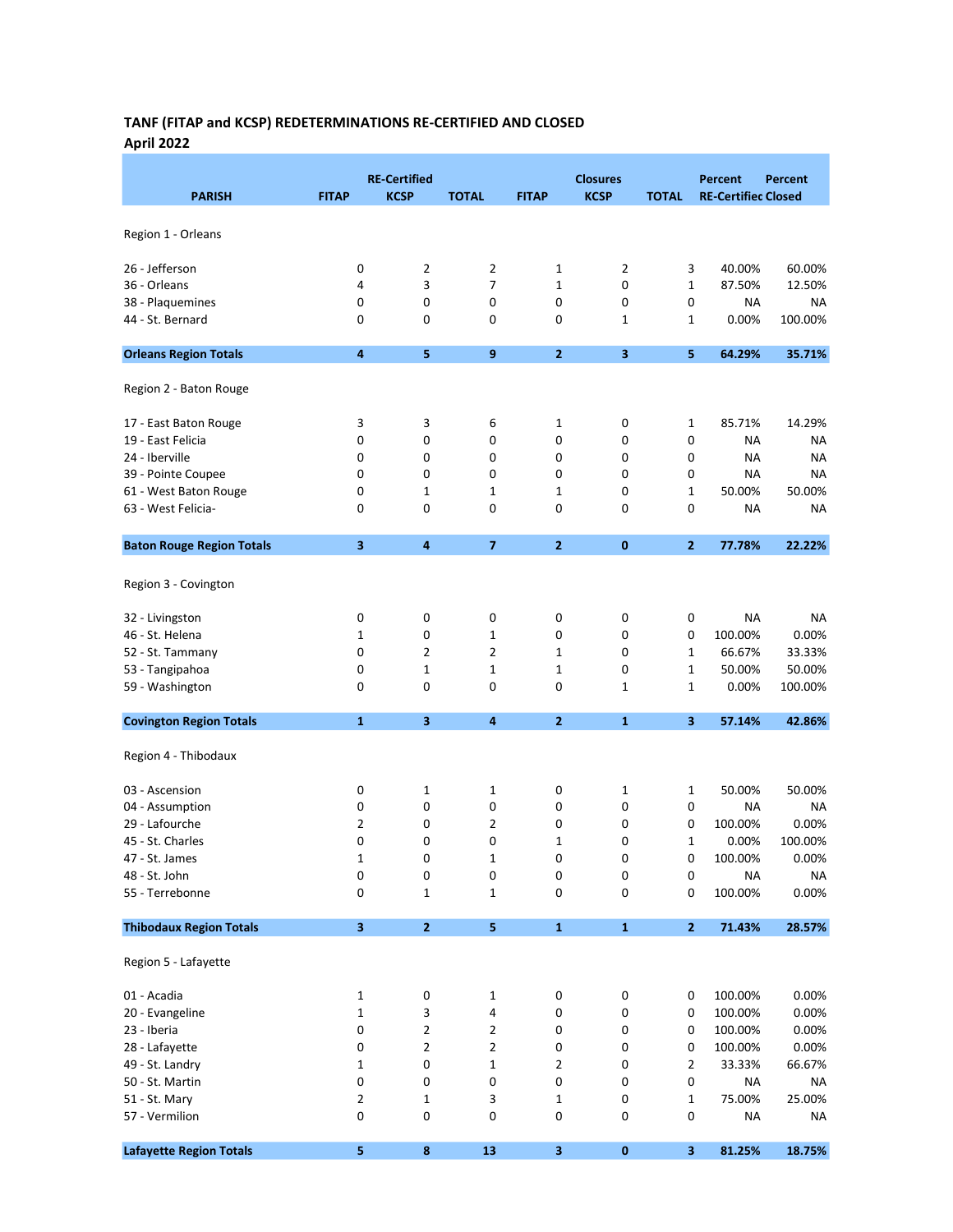**TANF (FITAP and KCSP) REDETERMINATIONS RE-CERTIFIED AND CLOSED**
**April 2022**

| PARISH | RE-Certified FITAP | KCSP | TOTAL | Closures FITAP | KCSP | TOTAL | Percent RE-Certified | Percent Closed |
|---|---|---|---|---|---|---|---|---|
| Region 1 - Orleans | | | | | | | | |
| 26 - Jefferson | 0 | 2 | 2 | 1 | 2 | 3 | 40.00% | 60.00% |
| 36 - Orleans | 4 | 3 | 7 | 1 | 0 | 1 | 87.50% | 12.50% |
| 38 - Plaquemines | 0 | 0 | 0 | 0 | 0 | 0 | NA | NA |
| 44 - St. Bernard | 0 | 0 | 0 | 0 | 1 | 1 | 0.00% | 100.00% |
| **Orleans Region Totals** | **4** | **5** | **9** | **2** | **3** | **5** | **64.29%** | **35.71%** |
| Region 2 - Baton Rouge | | | | | | | | |
| 17 - East Baton Rouge | 3 | 3 | 6 | 1 | 0 | 1 | 85.71% | 14.29% |
| 19 - East Felicia | 0 | 0 | 0 | 0 | 0 | 0 | NA | NA |
| 24 - Iberville | 0 | 0 | 0 | 0 | 0 | 0 | NA | NA |
| 39 - Pointe Coupee | 0 | 0 | 0 | 0 | 0 | 0 | NA | NA |
| 61 - West Baton Rouge | 0 | 1 | 1 | 1 | 0 | 1 | 50.00% | 50.00% |
| 63 - West Felicia- | 0 | 0 | 0 | 0 | 0 | 0 | NA | NA |
| **Baton Rouge Region Totals** | **3** | **4** | **7** | **2** | **0** | **2** | **77.78%** | **22.22%** |
| Region 3 - Covington | | | | | | | | |
| 32 - Livingston | 0 | 0 | 0 | 0 | 0 | 0 | NA | NA |
| 46 - St. Helena | 1 | 0 | 1 | 0 | 0 | 0 | 100.00% | 0.00% |
| 52 - St. Tammany | 0 | 2 | 2 | 1 | 0 | 1 | 66.67% | 33.33% |
| 53 - Tangipahoa | 0 | 1 | 1 | 1 | 0 | 1 | 50.00% | 50.00% |
| 59 - Washington | 0 | 0 | 0 | 0 | 1 | 1 | 0.00% | 100.00% |
| **Covington Region Totals** | **1** | **3** | **4** | **2** | **1** | **3** | **57.14%** | **42.86%** |
| Region 4 - Thibodaux | | | | | | | | |
| 03 - Ascension | 0 | 1 | 1 | 0 | 1 | 1 | 50.00% | 50.00% |
| 04 - Assumption | 0 | 0 | 0 | 0 | 0 | 0 | NA | NA |
| 29 - Lafourche | 2 | 0 | 2 | 0 | 0 | 0 | 100.00% | 0.00% |
| 45 - St. Charles | 0 | 0 | 0 | 1 | 0 | 1 | 0.00% | 100.00% |
| 47 - St. James | 1 | 0 | 1 | 0 | 0 | 0 | 100.00% | 0.00% |
| 48 - St. John | 0 | 0 | 0 | 0 | 0 | 0 | NA | NA |
| 55 - Terrebonne | 0 | 1 | 1 | 0 | 0 | 0 | 100.00% | 0.00% |
| **Thibodaux Region Totals** | **3** | **2** | **5** | **1** | **1** | **2** | **71.43%** | **28.57%** |
| Region 5 - Lafayette | | | | | | | | |
| 01 - Acadia | 1 | 0 | 1 | 0 | 0 | 0 | 100.00% | 0.00% |
| 20 - Evangeline | 1 | 3 | 4 | 0 | 0 | 0 | 100.00% | 0.00% |
| 23 - Iberia | 0 | 2 | 2 | 0 | 0 | 0 | 100.00% | 0.00% |
| 28 - Lafayette | 0 | 2 | 2 | 0 | 0 | 0 | 100.00% | 0.00% |
| 49 - St. Landry | 1 | 0 | 1 | 2 | 0 | 2 | 33.33% | 66.67% |
| 50 - St. Martin | 0 | 0 | 0 | 0 | 0 | 0 | NA | NA |
| 51 - St. Mary | 2 | 1 | 3 | 1 | 0 | 1 | 75.00% | 25.00% |
| 57 - Vermilion | 0 | 0 | 0 | 0 | 0 | 0 | NA | NA |
| **Lafayette Region Totals** | **5** | **8** | **13** | **3** | **0** | **3** | **81.25%** | **18.75%** |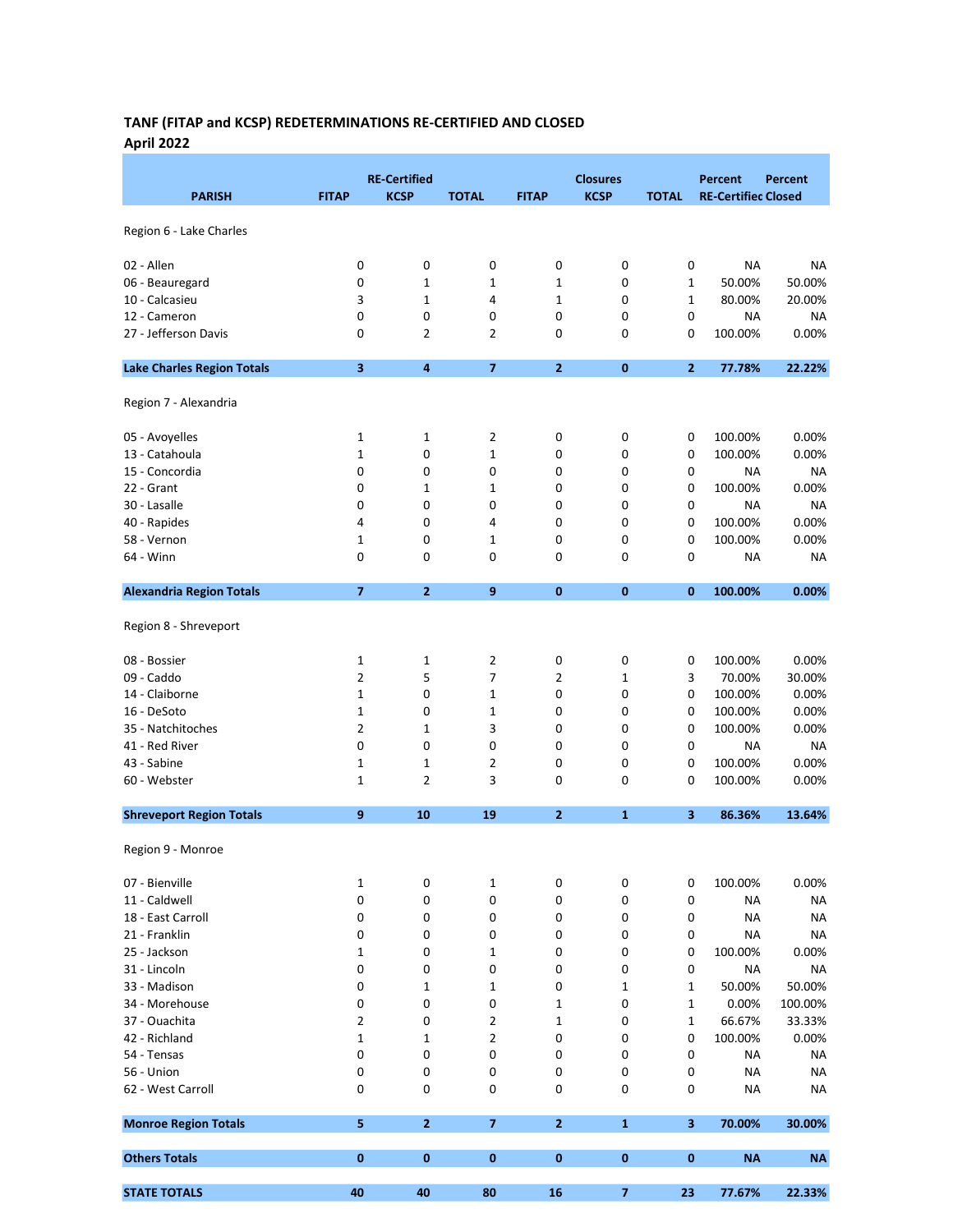**TANF (FITAP and KCSP) REDETERMINATIONS RE-CERTIFIED AND CLOSED**
**April 2022**

| PARISH | RE-Certified FITAP | RE-Certified KCSP | RE-Certified TOTAL | Closures FITAP | Closures KCSP | Closures TOTAL | Percent RE-Certified | Percent Closed |
|---|---|---|---|---|---|---|---|---|
| Region 6 - Lake Charles | | | | | | | | |
| 02 - Allen | 0 | 0 | 0 | 0 | 0 | 0 | NA | NA |
| 06 - Beauregard | 0 | 1 | 1 | 1 | 0 | 1 | 50.00% | 50.00% |
| 10 - Calcasieu | 3 | 1 | 4 | 1 | 0 | 1 | 80.00% | 20.00% |
| 12 - Cameron | 0 | 0 | 0 | 0 | 0 | 0 | NA | NA |
| 27 - Jefferson Davis | 0 | 2 | 2 | 0 | 0 | 0 | 100.00% | 0.00% |
| **Lake Charles Region Totals** | **3** | **4** | **7** | **2** | **0** | **2** | **77.78%** | **22.22%** |
| Region 7 - Alexandria | | | | | | | | |
| 05 - Avoyelles | 1 | 1 | 2 | 0 | 0 | 0 | 100.00% | 0.00% |
| 13 - Catahoula | 1 | 0 | 1 | 0 | 0 | 0 | 100.00% | 0.00% |
| 15 - Concordia | 0 | 0 | 0 | 0 | 0 | 0 | NA | NA |
| 22 - Grant | 0 | 1 | 1 | 0 | 0 | 0 | 100.00% | 0.00% |
| 30 - Lasalle | 0 | 0 | 0 | 0 | 0 | 0 | NA | NA |
| 40 - Rapides | 4 | 0 | 4 | 0 | 0 | 0 | 100.00% | 0.00% |
| 58 - Vernon | 1 | 0 | 1 | 0 | 0 | 0 | 100.00% | 0.00% |
| 64 - Winn | 0 | 0 | 0 | 0 | 0 | 0 | NA | NA |
| **Alexandria Region Totals** | **7** | **2** | **9** | **0** | **0** | **0** | **100.00%** | **0.00%** |
| Region 8 - Shreveport | | | | | | | | |
| 08 - Bossier | 1 | 1 | 2 | 0 | 0 | 0 | 100.00% | 0.00% |
| 09 - Caddo | 2 | 5 | 7 | 2 | 1 | 3 | 70.00% | 30.00% |
| 14 - Claiborne | 1 | 0 | 1 | 0 | 0 | 0 | 100.00% | 0.00% |
| 16 - DeSoto | 1 | 0 | 1 | 0 | 0 | 0 | 100.00% | 0.00% |
| 35 - Natchitoches | 2 | 1 | 3 | 0 | 0 | 0 | 100.00% | 0.00% |
| 41 - Red River | 0 | 0 | 0 | 0 | 0 | 0 | NA | NA |
| 43 - Sabine | 1 | 1 | 2 | 0 | 0 | 0 | 100.00% | 0.00% |
| 60 - Webster | 1 | 2 | 3 | 0 | 0 | 0 | 100.00% | 0.00% |
| **Shreveport Region Totals** | **9** | **10** | **19** | **2** | **1** | **3** | **86.36%** | **13.64%** |
| Region 9 - Monroe | | | | | | | | |
| 07 - Bienville | 1 | 0 | 1 | 0 | 0 | 0 | 100.00% | 0.00% |
| 11 - Caldwell | 0 | 0 | 0 | 0 | 0 | 0 | NA | NA |
| 18 - East Carroll | 0 | 0 | 0 | 0 | 0 | 0 | NA | NA |
| 21 - Franklin | 0 | 0 | 0 | 0 | 0 | 0 | NA | NA |
| 25 - Jackson | 1 | 0 | 1 | 0 | 0 | 0 | 100.00% | 0.00% |
| 31 - Lincoln | 0 | 0 | 0 | 0 | 0 | 0 | NA | NA |
| 33 - Madison | 0 | 1 | 1 | 0 | 1 | 1 | 50.00% | 50.00% |
| 34 - Morehouse | 0 | 0 | 0 | 1 | 0 | 1 | 0.00% | 100.00% |
| 37 - Ouachita | 2 | 0 | 2 | 1 | 0 | 1 | 66.67% | 33.33% |
| 42 - Richland | 1 | 1 | 2 | 0 | 0 | 0 | 100.00% | 0.00% |
| 54 - Tensas | 0 | 0 | 0 | 0 | 0 | 0 | NA | NA |
| 56 - Union | 0 | 0 | 0 | 0 | 0 | 0 | NA | NA |
| 62 - West Carroll | 0 | 0 | 0 | 0 | 0 | 0 | NA | NA |
| **Monroe Region Totals** | **5** | **2** | **7** | **2** | **1** | **3** | **70.00%** | **30.00%** |
| **Others Totals** | **0** | **0** | **0** | **0** | **0** | **0** | **NA** | **NA** |
| **STATE TOTALS** | **40** | **40** | **80** | **16** | **7** | **23** | **77.67%** | **22.33%** |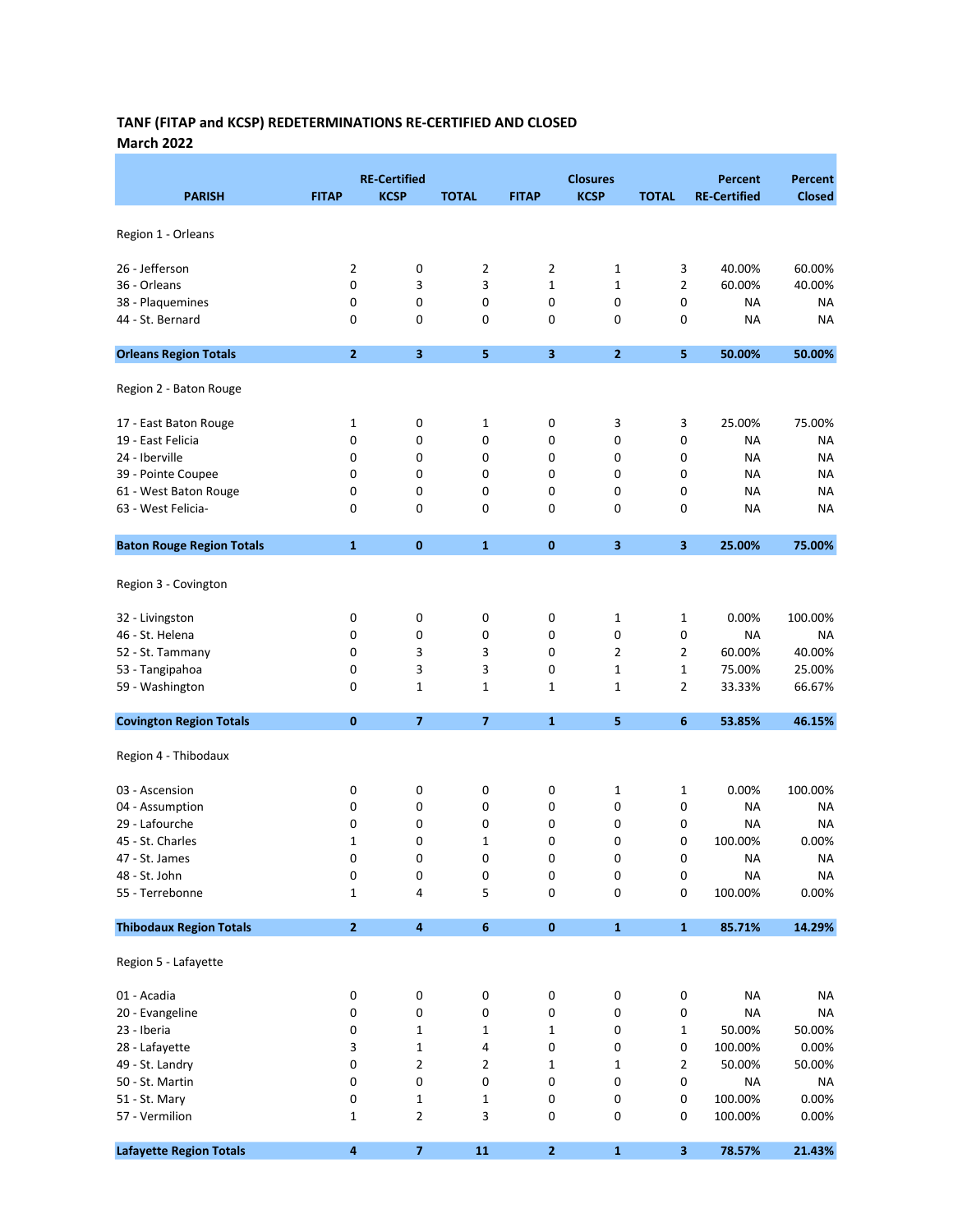**TANF (FITAP and KCSP) REDETERMINATIONS RE-CERTIFIED AND CLOSED**
**March 2022**

| PARISH | FITAP | RE-Certified KCSP | TOTAL | FITAP | Closures KCSP | TOTAL | Percent RE-Certified | Percent Closed |
|---|---|---|---|---|---|---|---|---|
| Region 1 - Orleans | | | | | | | | |
| 26 - Jefferson | 2 | 0 | 2 | 2 | 1 | 3 | 40.00% | 60.00% |
| 36 - Orleans | 0 | 3 | 3 | 1 | 1 | 2 | 60.00% | 40.00% |
| 38 - Plaquemines | 0 | 0 | 0 | 0 | 0 | 0 | NA | NA |
| 44 - St. Bernard | 0 | 0 | 0 | 0 | 0 | 0 | NA | NA |
| **Orleans Region Totals** | **2** | **3** | **5** | **3** | **2** | **5** | **50.00%** | **50.00%** |
| Region 2 - Baton Rouge | | | | | | | | |
| 17 - East Baton Rouge | 1 | 0 | 1 | 0 | 3 | 3 | 25.00% | 75.00% |
| 19 - East Felicia | 0 | 0 | 0 | 0 | 0 | 0 | NA | NA |
| 24 - Iberville | 0 | 0 | 0 | 0 | 0 | 0 | NA | NA |
| 39 - Pointe Coupee | 0 | 0 | 0 | 0 | 0 | 0 | NA | NA |
| 61 - West Baton Rouge | 0 | 0 | 0 | 0 | 0 | 0 | NA | NA |
| 63 - West Felicia- | 0 | 0 | 0 | 0 | 0 | 0 | NA | NA |
| **Baton Rouge Region Totals** | **1** | **0** | **1** | **0** | **3** | **3** | **25.00%** | **75.00%** |
| Region 3 - Covington | | | | | | | | |
| 32 - Livingston | 0 | 0 | 0 | 0 | 1 | 1 | 0.00% | 100.00% |
| 46 - St. Helena | 0 | 0 | 0 | 0 | 0 | 0 | NA | NA |
| 52 - St. Tammany | 0 | 3 | 3 | 0 | 2 | 2 | 60.00% | 40.00% |
| 53 - Tangipahoa | 0 | 3 | 3 | 0 | 1 | 1 | 75.00% | 25.00% |
| 59 - Washington | 0 | 1 | 1 | 1 | 1 | 2 | 33.33% | 66.67% |
| **Covington Region Totals** | **0** | **7** | **7** | **1** | **5** | **6** | **53.85%** | **46.15%** |
| Region 4 - Thibodaux | | | | | | | | |
| 03 - Ascension | 0 | 0 | 0 | 0 | 1 | 1 | 0.00% | 100.00% |
| 04 - Assumption | 0 | 0 | 0 | 0 | 0 | 0 | NA | NA |
| 29 - Lafourche | 0 | 0 | 0 | 0 | 0 | 0 | NA | NA |
| 45 - St. Charles | 1 | 0 | 1 | 0 | 0 | 0 | 100.00% | 0.00% |
| 47 - St. James | 0 | 0 | 0 | 0 | 0 | 0 | NA | NA |
| 48 - St. John | 0 | 0 | 0 | 0 | 0 | 0 | NA | NA |
| 55 - Terrebonne | 1 | 4 | 5 | 0 | 0 | 0 | 100.00% | 0.00% |
| **Thibodaux Region Totals** | **2** | **4** | **6** | **0** | **1** | **1** | **85.71%** | **14.29%** |
| Region 5 - Lafayette | | | | | | | | |
| 01 - Acadia | 0 | 0 | 0 | 0 | 0 | 0 | NA | NA |
| 20 - Evangeline | 0 | 0 | 0 | 0 | 0 | 0 | NA | NA |
| 23 - Iberia | 0 | 1 | 1 | 1 | 0 | 1 | 50.00% | 50.00% |
| 28 - Lafayette | 3 | 1 | 4 | 0 | 0 | 0 | 100.00% | 0.00% |
| 49 - St. Landry | 0 | 2 | 2 | 1 | 1 | 2 | 50.00% | 50.00% |
| 50 - St. Martin | 0 | 0 | 0 | 0 | 0 | 0 | NA | NA |
| 51 - St. Mary | 0 | 1 | 1 | 0 | 0 | 0 | 100.00% | 0.00% |
| 57 - Vermilion | 1 | 2 | 3 | 0 | 0 | 0 | 100.00% | 0.00% |
| **Lafayette Region Totals** | **4** | **7** | **11** | **2** | **1** | **3** | **78.57%** | **21.43%** |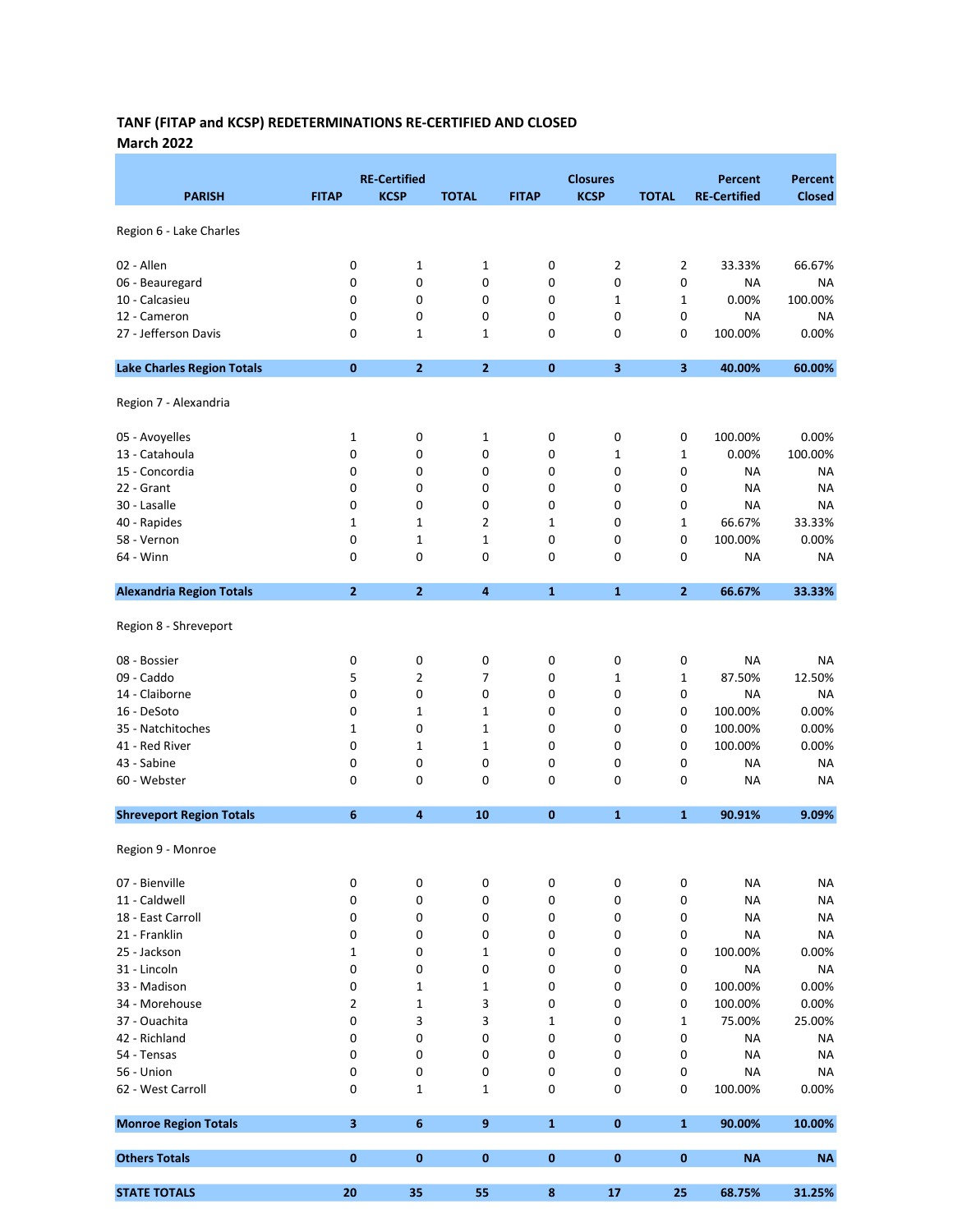**TANF (FITAP and KCSP) REDETERMINATIONS RE-CERTIFIED AND CLOSED**
**March 2022**

| PARISH | RE-Certified FITAP | RE-Certified KCSP | RE-Certified TOTAL | Closures FITAP | Closures KCSP | Closures TOTAL | Percent RE-Certified | Percent Closed |
|---|---|---|---|---|---|---|---|---|
| Region 6 - Lake Charles | | | | | | | | |
| 02 - Allen | 0 | 1 | 1 | 0 | 2 | 2 | 33.33% | 66.67% |
| 06 - Beauregard | 0 | 0 | 0 | 0 | 0 | 0 | NA | NA |
| 10 - Calcasieu | 0 | 0 | 0 | 0 | 1 | 1 | 0.00% | 100.00% |
| 12 - Cameron | 0 | 0 | 0 | 0 | 0 | 0 | NA | NA |
| 27 - Jefferson Davis | 0 | 1 | 1 | 0 | 0 | 0 | 100.00% | 0.00% |
| **Lake Charles Region Totals** | **0** | **2** | **2** | **0** | **3** | **3** | **40.00%** | **60.00%** |
| Region 7 - Alexandria | | | | | | | | |
| 05 - Avoyelles | 1 | 0 | 1 | 0 | 0 | 0 | 100.00% | 0.00% |
| 13 - Catahoula | 0 | 0 | 0 | 0 | 1 | 1 | 0.00% | 100.00% |
| 15 - Concordia | 0 | 0 | 0 | 0 | 0 | 0 | NA | NA |
| 22 - Grant | 0 | 0 | 0 | 0 | 0 | 0 | NA | NA |
| 30 - Lasalle | 0 | 0 | 0 | 0 | 0 | 0 | NA | NA |
| 40 - Rapides | 1 | 1 | 2 | 1 | 0 | 1 | 66.67% | 33.33% |
| 58 - Vernon | 0 | 1 | 1 | 0 | 0 | 0 | 100.00% | 0.00% |
| 64 - Winn | 0 | 0 | 0 | 0 | 0 | 0 | NA | NA |
| **Alexandria Region Totals** | **2** | **2** | **4** | **1** | **1** | **2** | **66.67%** | **33.33%** |
| Region 8 - Shreveport | | | | | | | | |
| 08 - Bossier | 0 | 0 | 0 | 0 | 0 | 0 | NA | NA |
| 09 - Caddo | 5 | 2 | 7 | 0 | 1 | 1 | 87.50% | 12.50% |
| 14 - Claiborne | 0 | 0 | 0 | 0 | 0 | 0 | NA | NA |
| 16 - DeSoto | 0 | 1 | 1 | 0 | 0 | 0 | 100.00% | 0.00% |
| 35 - Natchitoches | 1 | 0 | 1 | 0 | 0 | 0 | 100.00% | 0.00% |
| 41 - Red River | 0 | 1 | 1 | 0 | 0 | 0 | 100.00% | 0.00% |
| 43 - Sabine | 0 | 0 | 0 | 0 | 0 | 0 | NA | NA |
| 60 - Webster | 0 | 0 | 0 | 0 | 0 | 0 | NA | NA |
| **Shreveport Region Totals** | **6** | **4** | **10** | **0** | **1** | **1** | **90.91%** | **9.09%** |
| Region 9 - Monroe | | | | | | | | |
| 07 - Bienville | 0 | 0 | 0 | 0 | 0 | 0 | NA | NA |
| 11 - Caldwell | 0 | 0 | 0 | 0 | 0 | 0 | NA | NA |
| 18 - East Carroll | 0 | 0 | 0 | 0 | 0 | 0 | NA | NA |
| 21 - Franklin | 0 | 0 | 0 | 0 | 0 | 0 | NA | NA |
| 25 - Jackson | 1 | 0 | 1 | 0 | 0 | 0 | 100.00% | 0.00% |
| 31 - Lincoln | 0 | 0 | 0 | 0 | 0 | 0 | NA | NA |
| 33 - Madison | 0 | 1 | 1 | 0 | 0 | 0 | 100.00% | 0.00% |
| 34 - Morehouse | 2 | 1 | 3 | 0 | 0 | 0 | 100.00% | 0.00% |
| 37 - Ouachita | 0 | 3 | 3 | 1 | 0 | 1 | 75.00% | 25.00% |
| 42 - Richland | 0 | 0 | 0 | 0 | 0 | 0 | NA | NA |
| 54 - Tensas | 0 | 0 | 0 | 0 | 0 | 0 | NA | NA |
| 56 - Union | 0 | 0 | 0 | 0 | 0 | 0 | NA | NA |
| 62 - West Carroll | 0 | 1 | 1 | 0 | 0 | 0 | 100.00% | 0.00% |
| **Monroe Region Totals** | **3** | **6** | **9** | **1** | **0** | **1** | **90.00%** | **10.00%** |
| **Others Totals** | **0** | **0** | **0** | **0** | **0** | **0** | **NA** | **NA** |
| **STATE TOTALS** | **20** | **35** | **55** | **8** | **17** | **25** | **68.75%** | **31.25%** |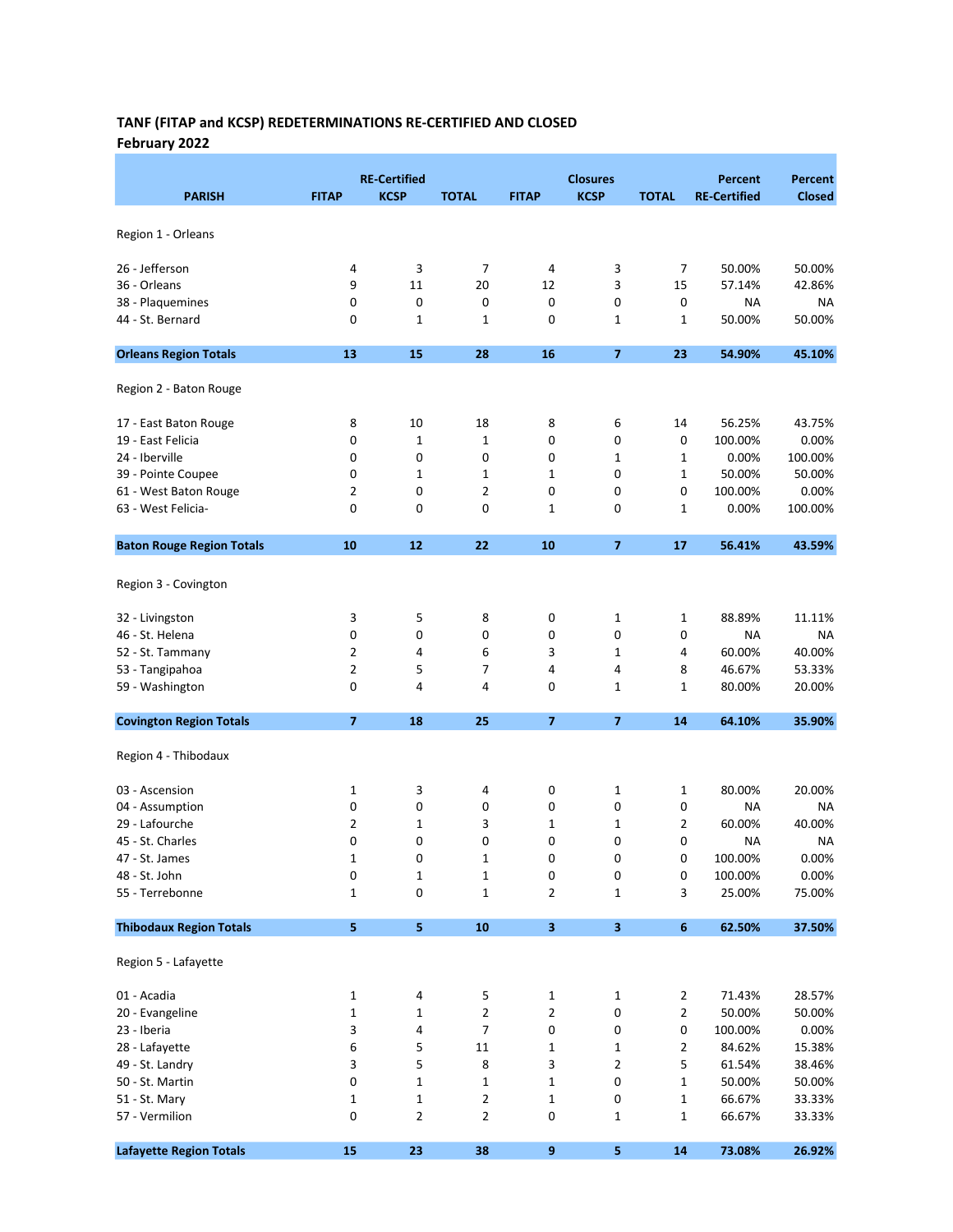## TANF (FITAP and KCSP) REDETERMINATIONS RE-CERTIFIED AND CLOSED
**February 2022**

| PARISH | RE-Certified FITAP | RE-Certified KCSP | RE-Certified TOTAL | Closures FITAP | Closures KCSP | Closures TOTAL | Percent RE-Certified | Percent Closed |
|---|---|---|---|---|---|---|---|---|
| Region 1 - Orleans | | | | | | | | |
| 26 - Jefferson | 4 | 3 | 7 | 4 | 3 | 7 | 50.00% | 50.00% |
| 36 - Orleans | 9 | 11 | 20 | 12 | 3 | 15 | 57.14% | 42.86% |
| 38 - Plaquemines | 0 | 0 | 0 | 0 | 0 | 0 | NA | NA |
| 44 - St. Bernard | 0 | 1 | 1 | 0 | 1 | 1 | 50.00% | 50.00% |
| **Orleans Region Totals** | **13** | **15** | **28** | **16** | **7** | **23** | **54.90%** | **45.10%** |
| Region 2 - Baton Rouge | | | | | | | | |
| 17 - East Baton Rouge | 8 | 10 | 18 | 8 | 6 | 14 | 56.25% | 43.75% |
| 19 - East Felicia | 0 | 1 | 1 | 0 | 0 | 0 | 100.00% | 0.00% |
| 24 - Iberville | 0 | 0 | 0 | 0 | 1 | 1 | 0.00% | 100.00% |
| 39 - Pointe Coupee | 0 | 1 | 1 | 1 | 0 | 1 | 50.00% | 50.00% |
| 61 - West Baton Rouge | 2 | 0 | 2 | 0 | 0 | 0 | 100.00% | 0.00% |
| 63 - West Felicia- | 0 | 0 | 0 | 1 | 0 | 1 | 0.00% | 100.00% |
| **Baton Rouge Region Totals** | **10** | **12** | **22** | **10** | **7** | **17** | **56.41%** | **43.59%** |
| Region 3 - Covington | | | | | | | | |
| 32 - Livingston | 3 | 5 | 8 | 0 | 1 | 1 | 88.89% | 11.11% |
| 46 - St. Helena | 0 | 0 | 0 | 0 | 0 | 0 | NA | NA |
| 52 - St. Tammany | 2 | 4 | 6 | 3 | 1 | 4 | 60.00% | 40.00% |
| 53 - Tangipahoa | 2 | 5 | 7 | 4 | 4 | 8 | 46.67% | 53.33% |
| 59 - Washington | 0 | 4 | 4 | 0 | 1 | 1 | 80.00% | 20.00% |
| **Covington Region Totals** | **7** | **18** | **25** | **7** | **7** | **14** | **64.10%** | **35.90%** |
| Region 4 - Thibodaux | | | | | | | | |
| 03 - Ascension | 1 | 3 | 4 | 0 | 1 | 1 | 80.00% | 20.00% |
| 04 - Assumption | 0 | 0 | 0 | 0 | 0 | 0 | NA | NA |
| 29 - Lafourche | 2 | 1 | 3 | 1 | 1 | 2 | 60.00% | 40.00% |
| 45 - St. Charles | 0 | 0 | 0 | 0 | 0 | 0 | NA | NA |
| 47 - St. James | 1 | 0 | 1 | 0 | 0 | 0 | 100.00% | 0.00% |
| 48 - St. John | 0 | 1 | 1 | 0 | 0 | 0 | 100.00% | 0.00% |
| 55 - Terrebonne | 1 | 0 | 1 | 2 | 1 | 3 | 25.00% | 75.00% |
| **Thibodaux Region Totals** | **5** | **5** | **10** | **3** | **3** | **6** | **62.50%** | **37.50%** |
| Region 5 - Lafayette | | | | | | | | |
| 01 - Acadia | 1 | 4 | 5 | 1 | 1 | 2 | 71.43% | 28.57% |
| 20 - Evangeline | 1 | 1 | 2 | 2 | 0 | 2 | 50.00% | 50.00% |
| 23 - Iberia | 3 | 4 | 7 | 0 | 0 | 0 | 100.00% | 0.00% |
| 28 - Lafayette | 6 | 5 | 11 | 1 | 1 | 2 | 84.62% | 15.38% |
| 49 - St. Landry | 3 | 5 | 8 | 3 | 2 | 5 | 61.54% | 38.46% |
| 50 - St. Martin | 0 | 1 | 1 | 1 | 0 | 1 | 50.00% | 50.00% |
| 51 - St. Mary | 1 | 1 | 2 | 1 | 0 | 1 | 66.67% | 33.33% |
| 57 - Vermilion | 0 | 2 | 2 | 0 | 1 | 1 | 66.67% | 33.33% |
| **Lafayette Region Totals** | **15** | **23** | **38** | **9** | **5** | **14** | **73.08%** | **26.92%** |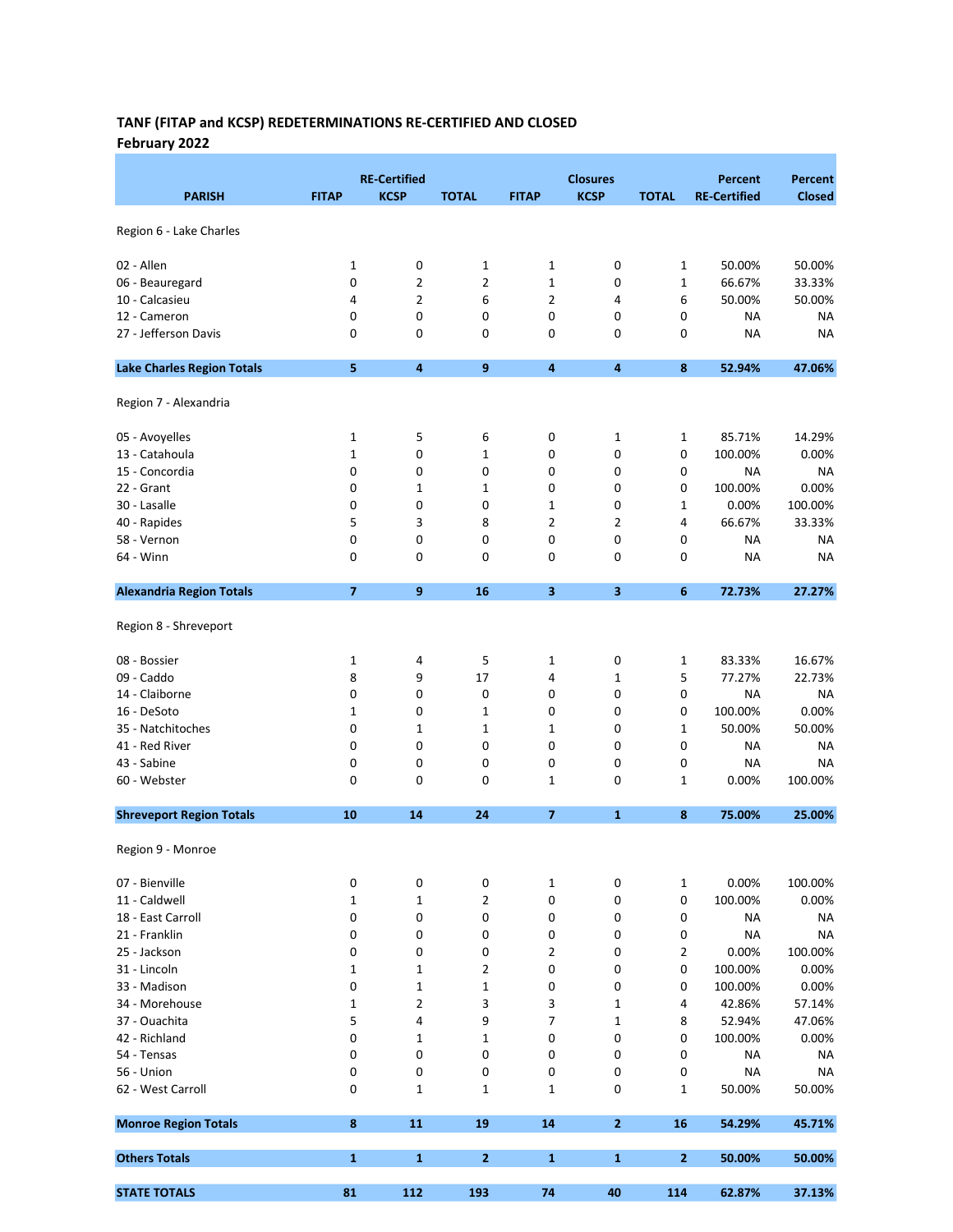**TANF (FITAP and KCSP) REDETERMINATIONS RE-CERTIFIED AND CLOSED**
**February 2022**

| PARISH | RE-Certified FITAP | RE-Certified KCSP | RE-Certified TOTAL | Closures FITAP | Closures KCSP | Closures TOTAL | Percent RE-Certified | Percent Closed |
|---|---|---|---|---|---|---|---|---|
| Region 6 - Lake Charles | | | | | | | | |
| 02 - Allen | 1 | 0 | 1 | 1 | 0 | 1 | 50.00% | 50.00% |
| 06 - Beauregard | 0 | 2 | 2 | 1 | 0 | 1 | 66.67% | 33.33% |
| 10 - Calcasieu | 4 | 2 | 6 | 2 | 4 | 6 | 50.00% | 50.00% |
| 12 - Cameron | 0 | 0 | 0 | 0 | 0 | 0 | NA | NA |
| 27 - Jefferson Davis | 0 | 0 | 0 | 0 | 0 | 0 | NA | NA |
| **Lake Charles Region Totals** | **5** | **4** | **9** | **4** | **4** | **8** | **52.94%** | **47.06%** |
| Region 7 - Alexandria | | | | | | | | |
| 05 - Avoyelles | 1 | 5 | 6 | 0 | 1 | 1 | 85.71% | 14.29% |
| 13 - Catahoula | 1 | 0 | 1 | 0 | 0 | 0 | 100.00% | 0.00% |
| 15 - Concordia | 0 | 0 | 0 | 0 | 0 | 0 | NA | NA |
| 22 - Grant | 0 | 1 | 1 | 0 | 0 | 0 | 100.00% | 0.00% |
| 30 - Lasalle | 0 | 0 | 0 | 1 | 0 | 1 | 0.00% | 100.00% |
| 40 - Rapides | 5 | 3 | 8 | 2 | 2 | 4 | 66.67% | 33.33% |
| 58 - Vernon | 0 | 0 | 0 | 0 | 0 | 0 | NA | NA |
| 64 - Winn | 0 | 0 | 0 | 0 | 0 | 0 | NA | NA |
| **Alexandria Region Totals** | **7** | **9** | **16** | **3** | **3** | **6** | **72.73%** | **27.27%** |
| Region 8 - Shreveport | | | | | | | | |
| 08 - Bossier | 1 | 4 | 5 | 1 | 0 | 1 | 83.33% | 16.67% |
| 09 - Caddo | 8 | 9 | 17 | 4 | 1 | 5 | 77.27% | 22.73% |
| 14 - Claiborne | 0 | 0 | 0 | 0 | 0 | 0 | NA | NA |
| 16 - DeSoto | 1 | 0 | 1 | 0 | 0 | 0 | 100.00% | 0.00% |
| 35 - Natchitoches | 0 | 1 | 1 | 1 | 0 | 1 | 50.00% | 50.00% |
| 41 - Red River | 0 | 0 | 0 | 0 | 0 | 0 | NA | NA |
| 43 - Sabine | 0 | 0 | 0 | 0 | 0 | 0 | NA | NA |
| 60 - Webster | 0 | 0 | 0 | 1 | 0 | 1 | 0.00% | 100.00% |
| **Shreveport Region Totals** | **10** | **14** | **24** | **7** | **1** | **8** | **75.00%** | **25.00%** |
| Region 9 - Monroe | | | | | | | | |
| 07 - Bienville | 0 | 0 | 0 | 1 | 0 | 1 | 0.00% | 100.00% |
| 11 - Caldwell | 1 | 1 | 2 | 0 | 0 | 0 | 100.00% | 0.00% |
| 18 - East Carroll | 0 | 0 | 0 | 0 | 0 | 0 | NA | NA |
| 21 - Franklin | 0 | 0 | 0 | 0 | 0 | 0 | NA | NA |
| 25 - Jackson | 0 | 0 | 0 | 2 | 0 | 2 | 0.00% | 100.00% |
| 31 - Lincoln | 1 | 1 | 2 | 0 | 0 | 0 | 100.00% | 0.00% |
| 33 - Madison | 0 | 1 | 1 | 0 | 0 | 0 | 100.00% | 0.00% |
| 34 - Morehouse | 1 | 2 | 3 | 3 | 1 | 4 | 42.86% | 57.14% |
| 37 - Ouachita | 5 | 4 | 9 | 7 | 1 | 8 | 52.94% | 47.06% |
| 42 - Richland | 0 | 1 | 1 | 0 | 0 | 0 | 100.00% | 0.00% |
| 54 - Tensas | 0 | 0 | 0 | 0 | 0 | 0 | NA | NA |
| 56 - Union | 0 | 0 | 0 | 0 | 0 | 0 | NA | NA |
| 62 - West Carroll | 0 | 1 | 1 | 1 | 0 | 1 | 50.00% | 50.00% |
| **Monroe Region Totals** | **8** | **11** | **19** | **14** | **2** | **16** | **54.29%** | **45.71%** |
| **Others Totals** | **1** | **1** | **2** | **1** | **1** | **2** | **50.00%** | **50.00%** |
| **STATE TOTALS** | **81** | **112** | **193** | **74** | **40** | **114** | **62.87%** | **37.13%** |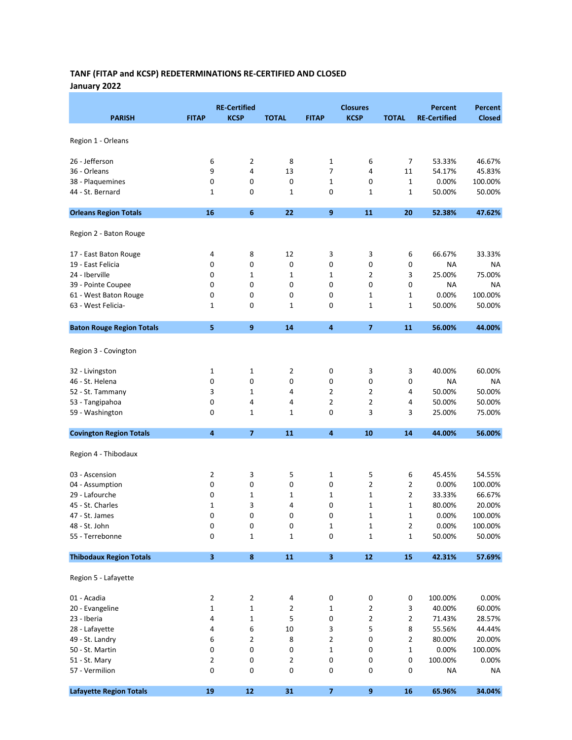## TANF (FITAP and KCSP) REDETERMINATIONS RE-CERTIFIED AND CLOSED

**January 2022**

| PARISH | RE-Certified FITAP | RE-Certified KCSP | RE-Certified TOTAL | Closures FITAP | Closures KCSP | Closures TOTAL | Percent RE-Certified | Percent Closed |
|---|---|---|---|---|---|---|---|---|
| Region 1 - Orleans | | | | | | | | |
| 26 - Jefferson | 6 | 2 | 8 | 1 | 6 | 7 | 53.33% | 46.67% |
| 36 - Orleans | 9 | 4 | 13 | 7 | 4 | 11 | 54.17% | 45.83% |
| 38 - Plaquemines | 0 | 0 | 0 | 1 | 0 | 1 | 0.00% | 100.00% |
| 44 - St. Bernard | 1 | 0 | 1 | 0 | 1 | 1 | 50.00% | 50.00% |
| **Orleans Region Totals** | **16** | **6** | **22** | **9** | **11** | **20** | **52.38%** | **47.62%** |
| Region 2 - Baton Rouge | | | | | | | | |
| 17 - East Baton Rouge | 4 | 8 | 12 | 3 | 3 | 6 | 66.67% | 33.33% |
| 19 - East Felicia | 0 | 0 | 0 | 0 | 0 | 0 | NA | NA |
| 24 - Iberville | 0 | 1 | 1 | 1 | 2 | 3 | 25.00% | 75.00% |
| 39 - Pointe Coupee | 0 | 0 | 0 | 0 | 0 | 0 | NA | NA |
| 61 - West Baton Rouge | 0 | 0 | 0 | 0 | 1 | 1 | 0.00% | 100.00% |
| 63 - West Felicia- | 1 | 0 | 1 | 0 | 1 | 1 | 50.00% | 50.00% |
| **Baton Rouge Region Totals** | **5** | **9** | **14** | **4** | **7** | **11** | **56.00%** | **44.00%** |
| Region 3 - Covington | | | | | | | | |
| 32 - Livingston | 1 | 1 | 2 | 0 | 3 | 3 | 40.00% | 60.00% |
| 46 - St. Helena | 0 | 0 | 0 | 0 | 0 | 0 | NA | NA |
| 52 - St. Tammany | 3 | 1 | 4 | 2 | 2 | 4 | 50.00% | 50.00% |
| 53 - Tangipahoa | 0 | 4 | 4 | 2 | 2 | 4 | 50.00% | 50.00% |
| 59 - Washington | 0 | 1 | 1 | 0 | 3 | 3 | 25.00% | 75.00% |
| **Covington Region Totals** | **4** | **7** | **11** | **4** | **10** | **14** | **44.00%** | **56.00%** |
| Region 4 - Thibodaux | | | | | | | | |
| 03 - Ascension | 2 | 3 | 5 | 1 | 5 | 6 | 45.45% | 54.55% |
| 04 - Assumption | 0 | 0 | 0 | 0 | 2 | 2 | 0.00% | 100.00% |
| 29 - Lafourche | 0 | 1 | 1 | 1 | 1 | 2 | 33.33% | 66.67% |
| 45 - St. Charles | 1 | 3 | 4 | 0 | 1 | 1 | 80.00% | 20.00% |
| 47 - St. James | 0 | 0 | 0 | 0 | 1 | 1 | 0.00% | 100.00% |
| 48 - St. John | 0 | 0 | 0 | 1 | 1 | 2 | 0.00% | 100.00% |
| 55 - Terrebonne | 0 | 1 | 1 | 0 | 1 | 1 | 50.00% | 50.00% |
| **Thibodaux Region Totals** | **3** | **8** | **11** | **3** | **12** | **15** | **42.31%** | **57.69%** |
| Region 5 - Lafayette | | | | | | | | |
| 01 - Acadia | 2 | 2 | 4 | 0 | 0 | 0 | 100.00% | 0.00% |
| 20 - Evangeline | 1 | 1 | 2 | 1 | 2 | 3 | 40.00% | 60.00% |
| 23 - Iberia | 4 | 1 | 5 | 0 | 2 | 2 | 71.43% | 28.57% |
| 28 - Lafayette | 4 | 6 | 10 | 3 | 5 | 8 | 55.56% | 44.44% |
| 49 - St. Landry | 6 | 2 | 8 | 2 | 0 | 2 | 80.00% | 20.00% |
| 50 - St. Martin | 0 | 0 | 0 | 1 | 0 | 1 | 0.00% | 100.00% |
| 51 - St. Mary | 2 | 0 | 2 | 0 | 0 | 0 | 100.00% | 0.00% |
| 57 - Vermilion | 0 | 0 | 0 | 0 | 0 | 0 | NA | NA |
| **Lafayette Region Totals** | **19** | **12** | **31** | **7** | **9** | **16** | **65.96%** | **34.04%** |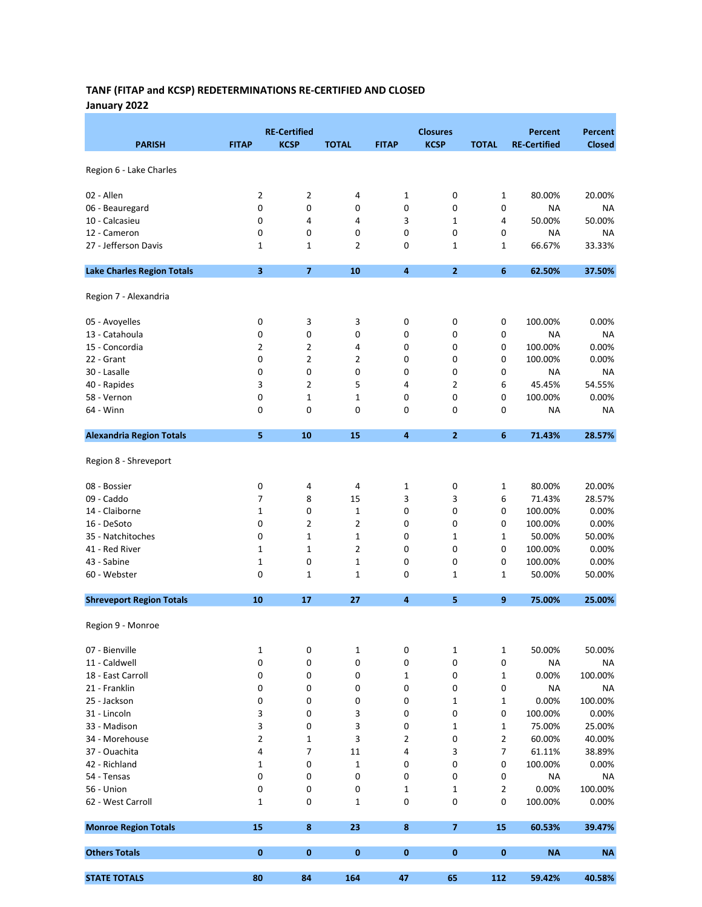**TANF (FITAP and KCSP) REDETERMINATIONS RE-CERTIFIED AND CLOSED**
**January 2022**

| PARISH | RE-Certified FITAP | RE-Certified KCSP | RE-Certified TOTAL | Closures FITAP | Closures KCSP | Closures TOTAL | Percent RE-Certified | Percent Closed |
|---|---|---|---|---|---|---|---|---|
| Region 6 - Lake Charles | | | | | | | | |
| 02 - Allen | 2 | 2 | 4 | 1 | 0 | 1 | 80.00% | 20.00% |
| 06 - Beauregard | 0 | 0 | 0 | 0 | 0 | 0 | NA | NA |
| 10 - Calcasieu | 0 | 4 | 4 | 3 | 1 | 4 | 50.00% | 50.00% |
| 12 - Cameron | 0 | 0 | 0 | 0 | 0 | 0 | NA | NA |
| 27 - Jefferson Davis | 1 | 1 | 2 | 0 | 1 | 1 | 66.67% | 33.33% |
| **Lake Charles Region Totals** | **3** | **7** | **10** | **4** | **2** | **6** | **62.50%** | **37.50%** |
| Region 7 - Alexandria | | | | | | | | |
| 05 - Avoyelles | 0 | 3 | 3 | 0 | 0 | 0 | 100.00% | 0.00% |
| 13 - Catahoula | 0 | 0 | 0 | 0 | 0 | 0 | NA | NA |
| 15 - Concordia | 2 | 2 | 4 | 0 | 0 | 0 | 100.00% | 0.00% |
| 22 - Grant | 0 | 2 | 2 | 0 | 0 | 0 | 100.00% | 0.00% |
| 30 - Lasalle | 0 | 0 | 0 | 0 | 0 | 0 | NA | NA |
| 40 - Rapides | 3 | 2 | 5 | 4 | 2 | 6 | 45.45% | 54.55% |
| 58 - Vernon | 0 | 1 | 1 | 0 | 0 | 0 | 100.00% | 0.00% |
| 64 - Winn | 0 | 0 | 0 | 0 | 0 | 0 | NA | NA |
| **Alexandria Region Totals** | **5** | **10** | **15** | **4** | **2** | **6** | **71.43%** | **28.57%** |
| Region 8 - Shreveport | | | | | | | | |
| 08 - Bossier | 0 | 4 | 4 | 1 | 0 | 1 | 80.00% | 20.00% |
| 09 - Caddo | 7 | 8 | 15 | 3 | 3 | 6 | 71.43% | 28.57% |
| 14 - Claiborne | 1 | 0 | 1 | 0 | 0 | 0 | 100.00% | 0.00% |
| 16 - DeSoto | 0 | 2 | 2 | 0 | 0 | 0 | 100.00% | 0.00% |
| 35 - Natchitoches | 0 | 1 | 1 | 0 | 1 | 1 | 50.00% | 50.00% |
| 41 - Red River | 1 | 1 | 2 | 0 | 0 | 0 | 100.00% | 0.00% |
| 43 - Sabine | 1 | 0 | 1 | 0 | 0 | 0 | 100.00% | 0.00% |
| 60 - Webster | 0 | 1 | 1 | 0 | 1 | 1 | 50.00% | 50.00% |
| **Shreveport Region Totals** | **10** | **17** | **27** | **4** | **5** | **9** | **75.00%** | **25.00%** |
| Region 9 - Monroe | | | | | | | | |
| 07 - Bienville | 1 | 0 | 1 | 0 | 1 | 1 | 50.00% | 50.00% |
| 11 - Caldwell | 0 | 0 | 0 | 0 | 0 | 0 | NA | NA |
| 18 - East Carroll | 0 | 0 | 0 | 1 | 0 | 1 | 0.00% | 100.00% |
| 21 - Franklin | 0 | 0 | 0 | 0 | 0 | 0 | NA | NA |
| 25 - Jackson | 0 | 0 | 0 | 0 | 1 | 1 | 0.00% | 100.00% |
| 31 - Lincoln | 3 | 0 | 3 | 0 | 0 | 0 | 100.00% | 0.00% |
| 33 - Madison | 3 | 0 | 3 | 0 | 1 | 1 | 75.00% | 25.00% |
| 34 - Morehouse | 2 | 1 | 3 | 2 | 0 | 2 | 60.00% | 40.00% |
| 37 - Ouachita | 4 | 7 | 11 | 4 | 3 | 7 | 61.11% | 38.89% |
| 42 - Richland | 1 | 0 | 1 | 0 | 0 | 0 | 100.00% | 0.00% |
| 54 - Tensas | 0 | 0 | 0 | 0 | 0 | 0 | NA | NA |
| 56 - Union | 0 | 0 | 0 | 1 | 1 | 2 | 0.00% | 100.00% |
| 62 - West Carroll | 1 | 0 | 1 | 0 | 0 | 0 | 100.00% | 0.00% |
| **Monroe Region Totals** | **15** | **8** | **23** | **8** | **7** | **15** | **60.53%** | **39.47%** |
| **Others Totals** | **0** | **0** | **0** | **0** | **0** | **0** | **NA** | **NA** |
| **STATE TOTALS** | **80** | **84** | **164** | **47** | **65** | **112** | **59.42%** | **40.58%** |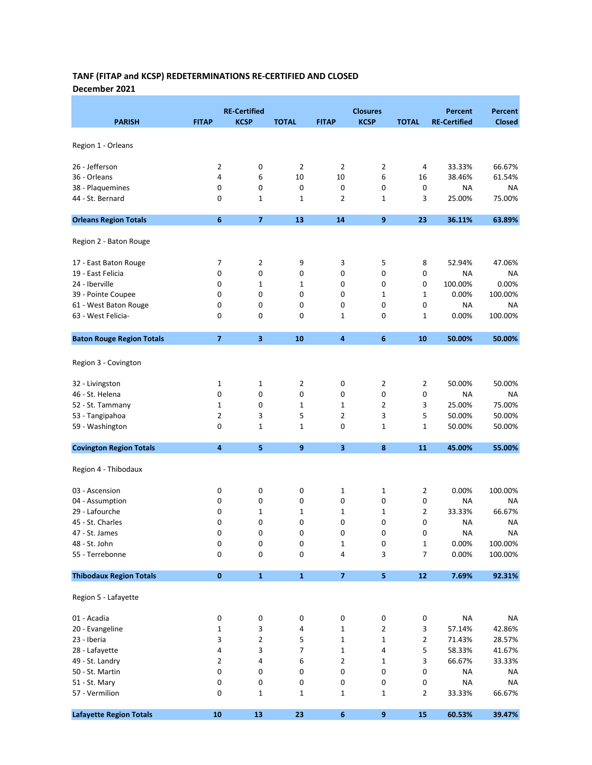**TANF (FITAP and KCSP) REDETERMINATIONS RE-CERTIFIED AND CLOSED**
**December 2021**

| PARISH | RE-Certified FITAP | RE-Certified KCSP | RE-Certified TOTAL | Closures FITAP | Closures KCSP | Closures TOTAL | Percent RE-Certified | Percent Closed |
|---|---|---|---|---|---|---|---|---|
| Region 1 - Orleans | | | | | | | | |
| 26 - Jefferson | 2 | 0 | 2 | 2 | 2 | 4 | 33.33% | 66.67% |
| 36 - Orleans | 4 | 6 | 10 | 10 | 6 | 16 | 38.46% | 61.54% |
| 38 - Plaquemines | 0 | 0 | 0 | 0 | 0 | 0 | NA | NA |
| 44 - St. Bernard | 0 | 1 | 1 | 2 | 1 | 3 | 25.00% | 75.00% |
| **Orleans Region Totals** | **6** | **7** | **13** | **14** | **9** | **23** | **36.11%** | **63.89%** |
| Region 2 - Baton Rouge | | | | | | | | |
| 17 - East Baton Rouge | 7 | 2 | 9 | 3 | 5 | 8 | 52.94% | 47.06% |
| 19 - East Felicia | 0 | 0 | 0 | 0 | 0 | 0 | NA | NA |
| 24 - Iberville | 0 | 1 | 1 | 0 | 0 | 0 | 100.00% | 0.00% |
| 39 - Pointe Coupee | 0 | 0 | 0 | 0 | 1 | 1 | 0.00% | 100.00% |
| 61 - West Baton Rouge | 0 | 0 | 0 | 0 | 0 | 0 | NA | NA |
| 63 - West Felicia- | 0 | 0 | 0 | 1 | 0 | 1 | 0.00% | 100.00% |
| **Baton Rouge Region Totals** | **7** | **3** | **10** | **4** | **6** | **10** | **50.00%** | **50.00%** |
| Region 3 - Covington | | | | | | | | |
| 32 - Livingston | 1 | 1 | 2 | 0 | 2 | 2 | 50.00% | 50.00% |
| 46 - St. Helena | 0 | 0 | 0 | 0 | 0 | 0 | NA | NA |
| 52 - St. Tammany | 1 | 0 | 1 | 1 | 2 | 3 | 25.00% | 75.00% |
| 53 - Tangipahoa | 2 | 3 | 5 | 2 | 3 | 5 | 50.00% | 50.00% |
| 59 - Washington | 0 | 1 | 1 | 0 | 1 | 1 | 50.00% | 50.00% |
| **Covington Region Totals** | **4** | **5** | **9** | **3** | **8** | **11** | **45.00%** | **55.00%** |
| Region 4 - Thibodaux | | | | | | | | |
| 03 - Ascension | 0 | 0 | 0 | 1 | 1 | 2 | 0.00% | 100.00% |
| 04 - Assumption | 0 | 0 | 0 | 0 | 0 | 0 | NA | NA |
| 29 - Lafourche | 0 | 1 | 1 | 1 | 1 | 2 | 33.33% | 66.67% |
| 45 - St. Charles | 0 | 0 | 0 | 0 | 0 | 0 | NA | NA |
| 47 - St. James | 0 | 0 | 0 | 0 | 0 | 0 | NA | NA |
| 48 - St. John | 0 | 0 | 0 | 1 | 0 | 1 | 0.00% | 100.00% |
| 55 - Terrebonne | 0 | 0 | 0 | 4 | 3 | 7 | 0.00% | 100.00% |
| **Thibodaux Region Totals** | **0** | **1** | **1** | **7** | **5** | **12** | **7.69%** | **92.31%** |
| Region 5 - Lafayette | | | | | | | | |
| 01 - Acadia | 0 | 0 | 0 | 0 | 0 | 0 | NA | NA |
| 20 - Evangeline | 1 | 3 | 4 | 1 | 2 | 3 | 57.14% | 42.86% |
| 23 - Iberia | 3 | 2 | 5 | 1 | 1 | 2 | 71.43% | 28.57% |
| 28 - Lafayette | 4 | 3 | 7 | 1 | 4 | 5 | 58.33% | 41.67% |
| 49 - St. Landry | 2 | 4 | 6 | 2 | 1 | 3 | 66.67% | 33.33% |
| 50 - St. Martin | 0 | 0 | 0 | 0 | 0 | 0 | NA | NA |
| 51 - St. Mary | 0 | 0 | 0 | 0 | 0 | 0 | NA | NA |
| 57 - Vermilion | 0 | 1 | 1 | 1 | 1 | 2 | 33.33% | 66.67% |
| **Lafayette Region Totals** | **10** | **13** | **23** | **6** | **9** | **15** | **60.53%** | **39.47%** |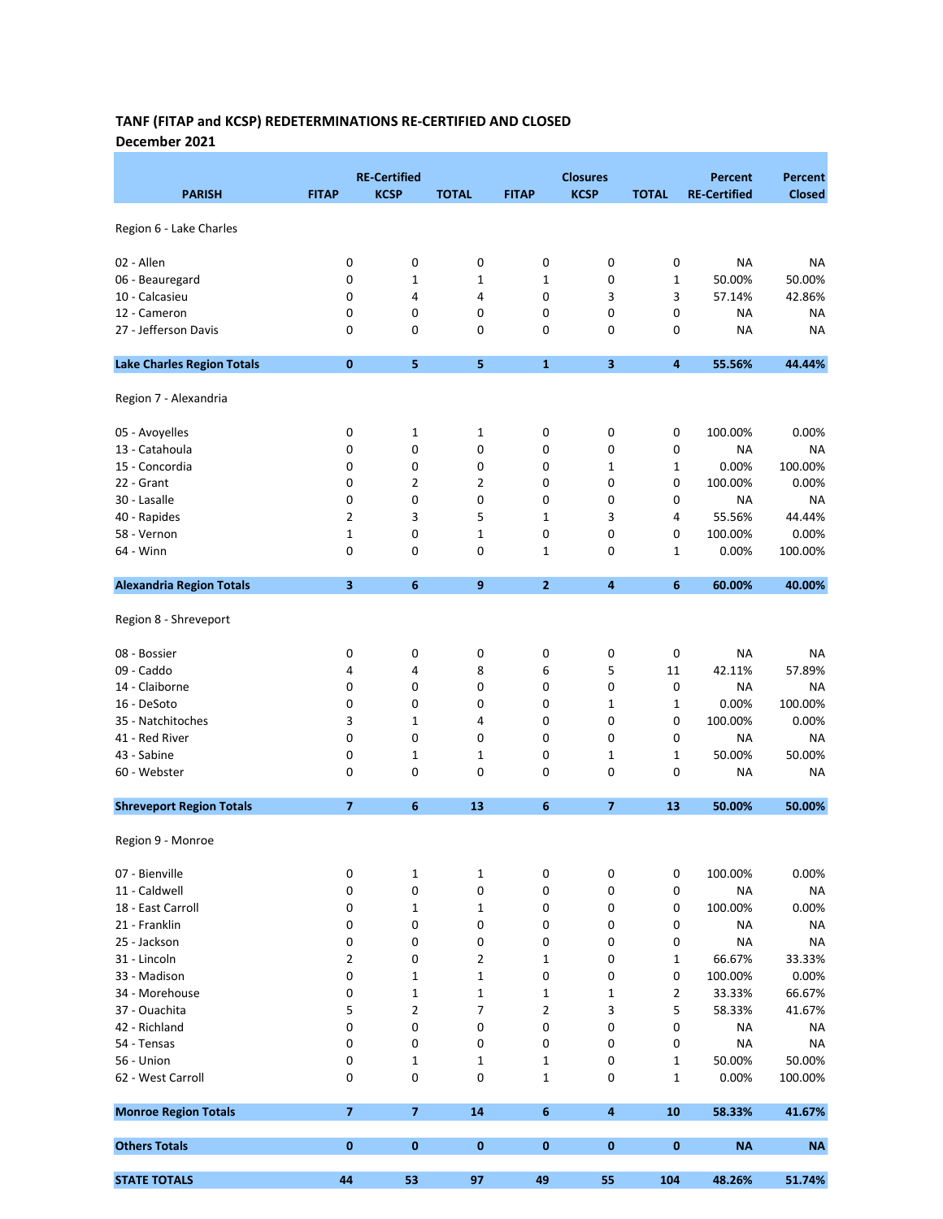**TANF (FITAP and KCSP) REDETERMINATIONS RE-CERTIFIED AND CLOSED**
**December 2021**

| PARISH | RE-Certified FITAP | RE-Certified KCSP | RE-Certified TOTAL | Closures FITAP | Closures KCSP | Closures TOTAL | Percent RE-Certified | Percent Closed |
|---|---|---|---|---|---|---|---|---|
| Region 6 - Lake Charles | | | | | | | | |
| 02 - Allen | 0 | 0 | 0 | 0 | 0 | 0 | NA | NA |
| 06 - Beauregard | 0 | 1 | 1 | 1 | 0 | 1 | 50.00% | 50.00% |
| 10 - Calcasieu | 0 | 4 | 4 | 0 | 3 | 3 | 57.14% | 42.86% |
| 12 - Cameron | 0 | 0 | 0 | 0 | 0 | 0 | NA | NA |
| 27 - Jefferson Davis | 0 | 0 | 0 | 0 | 0 | 0 | NA | NA |
| **Lake Charles Region Totals** | **0** | **5** | **5** | **1** | **3** | **4** | **55.56%** | **44.44%** |
| Region 7 - Alexandria | | | | | | | | |
| 05 - Avoyelles | 0 | 1 | 1 | 0 | 0 | 0 | 100.00% | 0.00% |
| 13 - Catahoula | 0 | 0 | 0 | 0 | 0 | 0 | NA | NA |
| 15 - Concordia | 0 | 0 | 0 | 0 | 1 | 1 | 0.00% | 100.00% |
| 22 - Grant | 0 | 2 | 2 | 0 | 0 | 0 | 100.00% | 0.00% |
| 30 - Lasalle | 0 | 0 | 0 | 0 | 0 | 0 | NA | NA |
| 40 - Rapides | 2 | 3 | 5 | 1 | 3 | 4 | 55.56% | 44.44% |
| 58 - Vernon | 1 | 0 | 1 | 0 | 0 | 0 | 100.00% | 0.00% |
| 64 - Winn | 0 | 0 | 0 | 1 | 0 | 1 | 0.00% | 100.00% |
| **Alexandria Region Totals** | **3** | **6** | **9** | **2** | **4** | **6** | **60.00%** | **40.00%** |
| Region 8 - Shreveport | | | | | | | | |
| 08 - Bossier | 0 | 0 | 0 | 0 | 0 | 0 | NA | NA |
| 09 - Caddo | 4 | 4 | 8 | 6 | 5 | 11 | 42.11% | 57.89% |
| 14 - Claiborne | 0 | 0 | 0 | 0 | 0 | 0 | NA | NA |
| 16 - DeSoto | 0 | 0 | 0 | 0 | 1 | 1 | 0.00% | 100.00% |
| 35 - Natchitoches | 3 | 1 | 4 | 0 | 0 | 0 | 100.00% | 0.00% |
| 41 - Red River | 0 | 0 | 0 | 0 | 0 | 0 | NA | NA |
| 43 - Sabine | 0 | 1 | 1 | 0 | 1 | 1 | 50.00% | 50.00% |
| 60 - Webster | 0 | 0 | 0 | 0 | 0 | 0 | NA | NA |
| **Shreveport Region Totals** | **7** | **6** | **13** | **6** | **7** | **13** | **50.00%** | **50.00%** |
| Region 9 - Monroe | | | | | | | | |
| 07 - Bienville | 0 | 1 | 1 | 0 | 0 | 0 | 100.00% | 0.00% |
| 11 - Caldwell | 0 | 0 | 0 | 0 | 0 | 0 | NA | NA |
| 18 - East Carroll | 0 | 1 | 1 | 0 | 0 | 0 | 100.00% | 0.00% |
| 21 - Franklin | 0 | 0 | 0 | 0 | 0 | 0 | NA | NA |
| 25 - Jackson | 0 | 0 | 0 | 0 | 0 | 0 | NA | NA |
| 31 - Lincoln | 2 | 0 | 2 | 1 | 0 | 1 | 66.67% | 33.33% |
| 33 - Madison | 0 | 1 | 1 | 0 | 0 | 0 | 100.00% | 0.00% |
| 34 - Morehouse | 0 | 1 | 1 | 1 | 1 | 2 | 33.33% | 66.67% |
| 37 - Ouachita | 5 | 2 | 7 | 2 | 3 | 5 | 58.33% | 41.67% |
| 42 - Richland | 0 | 0 | 0 | 0 | 0 | 0 | NA | NA |
| 54 - Tensas | 0 | 0 | 0 | 0 | 0 | 0 | NA | NA |
| 56 - Union | 0 | 1 | 1 | 1 | 0 | 1 | 50.00% | 50.00% |
| 62 - West Carroll | 0 | 0 | 0 | 1 | 0 | 1 | 0.00% | 100.00% |
| **Monroe Region Totals** | **7** | **7** | **14** | **6** | **4** | **10** | **58.33%** | **41.67%** |
| **Others Totals** | **0** | **0** | **0** | **0** | **0** | **0** | **NA** | **NA** |
| **STATE TOTALS** | **44** | **53** | **97** | **49** | **55** | **104** | **48.26%** | **51.74%** |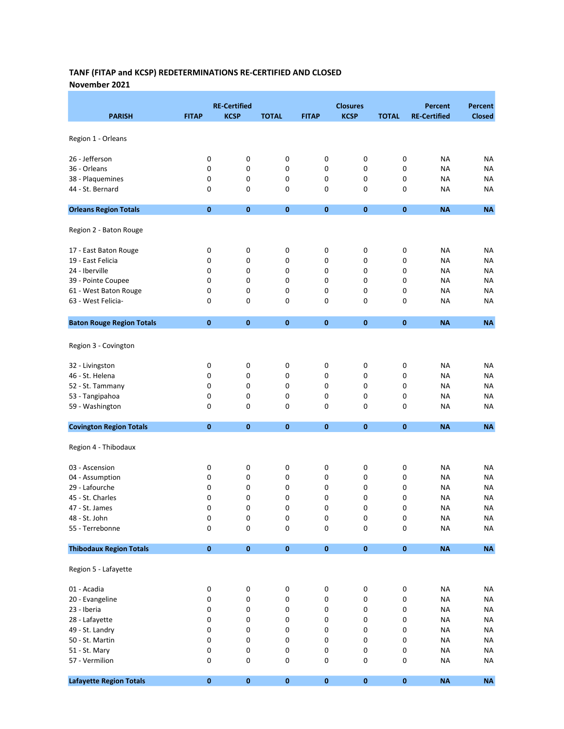**TANF (FITAP and KCSP) REDETERMINATIONS RE-CERTIFIED AND CLOSED**
**November 2021**

| PARISH | RE-Certified FITAP | RE-Certified KCSP | RE-Certified TOTAL | Closures FITAP | Closures KCSP | Closures TOTAL | Percent RE-Certified | Percent Closed |
|---|---|---|---|---|---|---|---|---|
| Region 1 - Orleans | | | | | | | | |
| 26 - Jefferson | 0 | 0 | 0 | 0 | 0 | 0 | NA | NA |
| 36 - Orleans | 0 | 0 | 0 | 0 | 0 | 0 | NA | NA |
| 38 - Plaquemines | 0 | 0 | 0 | 0 | 0 | 0 | NA | NA |
| 44 - St. Bernard | 0 | 0 | 0 | 0 | 0 | 0 | NA | NA |
| **Orleans Region Totals** | **0** | **0** | **0** | **0** | **0** | **0** | **NA** | **NA** |
| Region 2 - Baton Rouge | | | | | | | | |
| 17 - East Baton Rouge | 0 | 0 | 0 | 0 | 0 | 0 | NA | NA |
| 19 - East Felicia | 0 | 0 | 0 | 0 | 0 | 0 | NA | NA |
| 24 - Iberville | 0 | 0 | 0 | 0 | 0 | 0 | NA | NA |
| 39 - Pointe Coupee | 0 | 0 | 0 | 0 | 0 | 0 | NA | NA |
| 61 - West Baton Rouge | 0 | 0 | 0 | 0 | 0 | 0 | NA | NA |
| 63 - West Felicia- | 0 | 0 | 0 | 0 | 0 | 0 | NA | NA |
| **Baton Rouge Region Totals** | **0** | **0** | **0** | **0** | **0** | **0** | **NA** | **NA** |
| Region 3 - Covington | | | | | | | | |
| 32 - Livingston | 0 | 0 | 0 | 0 | 0 | 0 | NA | NA |
| 46 - St. Helena | 0 | 0 | 0 | 0 | 0 | 0 | NA | NA |
| 52 - St. Tammany | 0 | 0 | 0 | 0 | 0 | 0 | NA | NA |
| 53 - Tangipahoa | 0 | 0 | 0 | 0 | 0 | 0 | NA | NA |
| 59 - Washington | 0 | 0 | 0 | 0 | 0 | 0 | NA | NA |
| **Covington Region Totals** | **0** | **0** | **0** | **0** | **0** | **0** | **NA** | **NA** |
| Region 4 - Thibodaux | | | | | | | | |
| 03 - Ascension | 0 | 0 | 0 | 0 | 0 | 0 | NA | NA |
| 04 - Assumption | 0 | 0 | 0 | 0 | 0 | 0 | NA | NA |
| 29 - Lafourche | 0 | 0 | 0 | 0 | 0 | 0 | NA | NA |
| 45 - St. Charles | 0 | 0 | 0 | 0 | 0 | 0 | NA | NA |
| 47 - St. James | 0 | 0 | 0 | 0 | 0 | 0 | NA | NA |
| 48 - St. John | 0 | 0 | 0 | 0 | 0 | 0 | NA | NA |
| 55 - Terrebonne | 0 | 0 | 0 | 0 | 0 | 0 | NA | NA |
| **Thibodaux Region Totals** | **0** | **0** | **0** | **0** | **0** | **0** | **NA** | **NA** |
| Region 5 - Lafayette | | | | | | | | |
| 01 - Acadia | 0 | 0 | 0 | 0 | 0 | 0 | NA | NA |
| 20 - Evangeline | 0 | 0 | 0 | 0 | 0 | 0 | NA | NA |
| 23 - Iberia | 0 | 0 | 0 | 0 | 0 | 0 | NA | NA |
| 28 - Lafayette | 0 | 0 | 0 | 0 | 0 | 0 | NA | NA |
| 49 - St. Landry | 0 | 0 | 0 | 0 | 0 | 0 | NA | NA |
| 50 - St. Martin | 0 | 0 | 0 | 0 | 0 | 0 | NA | NA |
| 51 - St. Mary | 0 | 0 | 0 | 0 | 0 | 0 | NA | NA |
| 57 - Vermilion | 0 | 0 | 0 | 0 | 0 | 0 | NA | NA |
| **Lafayette Region Totals** | **0** | **0** | **0** | **0** | **0** | **0** | **NA** | **NA** |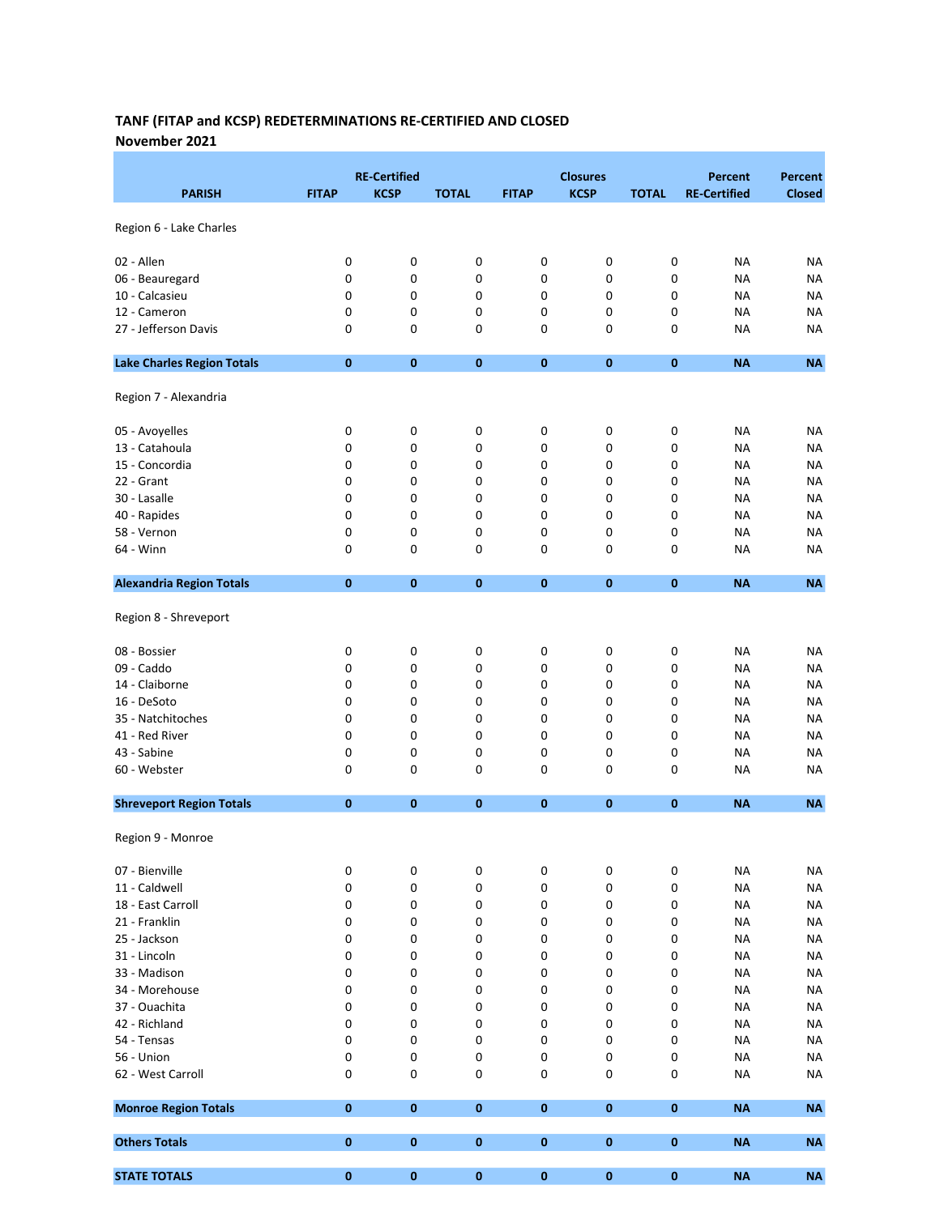**TANF (FITAP and KCSP) REDETERMINATIONS RE-CERTIFIED AND CLOSED**
**November 2021**

| PARISH | RE-Certified FITAP | RE-Certified KCSP | RE-Certified TOTAL | Closures FITAP | Closures KCSP | Closures TOTAL | Percent RE-Certified | Percent Closed |
|---|---|---|---|---|---|---|---|---|
| Region 6 - Lake Charles | | | | | | | | |
| 02 - Allen | 0 | 0 | 0 | 0 | 0 | 0 | NA | NA |
| 06 - Beauregard | 0 | 0 | 0 | 0 | 0 | 0 | NA | NA |
| 10 - Calcasieu | 0 | 0 | 0 | 0 | 0 | 0 | NA | NA |
| 12 - Cameron | 0 | 0 | 0 | 0 | 0 | 0 | NA | NA |
| 27 - Jefferson Davis | 0 | 0 | 0 | 0 | 0 | 0 | NA | NA |
| **Lake Charles Region Totals** | **0** | **0** | **0** | **0** | **0** | **0** | **NA** | **NA** |
| Region 7 - Alexandria | | | | | | | | |
| 05 - Avoyelles | 0 | 0 | 0 | 0 | 0 | 0 | NA | NA |
| 13 - Catahoula | 0 | 0 | 0 | 0 | 0 | 0 | NA | NA |
| 15 - Concordia | 0 | 0 | 0 | 0 | 0 | 0 | NA | NA |
| 22 - Grant | 0 | 0 | 0 | 0 | 0 | 0 | NA | NA |
| 30 - Lasalle | 0 | 0 | 0 | 0 | 0 | 0 | NA | NA |
| 40 - Rapides | 0 | 0 | 0 | 0 | 0 | 0 | NA | NA |
| 58 - Vernon | 0 | 0 | 0 | 0 | 0 | 0 | NA | NA |
| 64 - Winn | 0 | 0 | 0 | 0 | 0 | 0 | NA | NA |
| **Alexandria Region Totals** | **0** | **0** | **0** | **0** | **0** | **0** | **NA** | **NA** |
| Region 8 - Shreveport | | | | | | | | |
| 08 - Bossier | 0 | 0 | 0 | 0 | 0 | 0 | NA | NA |
| 09 - Caddo | 0 | 0 | 0 | 0 | 0 | 0 | NA | NA |
| 14 - Claiborne | 0 | 0 | 0 | 0 | 0 | 0 | NA | NA |
| 16 - DeSoto | 0 | 0 | 0 | 0 | 0 | 0 | NA | NA |
| 35 - Natchitoches | 0 | 0 | 0 | 0 | 0 | 0 | NA | NA |
| 41 - Red River | 0 | 0 | 0 | 0 | 0 | 0 | NA | NA |
| 43 - Sabine | 0 | 0 | 0 | 0 | 0 | 0 | NA | NA |
| 60 - Webster | 0 | 0 | 0 | 0 | 0 | 0 | NA | NA |
| **Shreveport Region Totals** | **0** | **0** | **0** | **0** | **0** | **0** | **NA** | **NA** |
| Region 9 - Monroe | | | | | | | | |
| 07 - Bienville | 0 | 0 | 0 | 0 | 0 | 0 | NA | NA |
| 11 - Caldwell | 0 | 0 | 0 | 0 | 0 | 0 | NA | NA |
| 18 - East Carroll | 0 | 0 | 0 | 0 | 0 | 0 | NA | NA |
| 21 - Franklin | 0 | 0 | 0 | 0 | 0 | 0 | NA | NA |
| 25 - Jackson | 0 | 0 | 0 | 0 | 0 | 0 | NA | NA |
| 31 - Lincoln | 0 | 0 | 0 | 0 | 0 | 0 | NA | NA |
| 33 - Madison | 0 | 0 | 0 | 0 | 0 | 0 | NA | NA |
| 34 - Morehouse | 0 | 0 | 0 | 0 | 0 | 0 | NA | NA |
| 37 - Ouachita | 0 | 0 | 0 | 0 | 0 | 0 | NA | NA |
| 42 - Richland | 0 | 0 | 0 | 0 | 0 | 0 | NA | NA |
| 54 - Tensas | 0 | 0 | 0 | 0 | 0 | 0 | NA | NA |
| 56 - Union | 0 | 0 | 0 | 0 | 0 | 0 | NA | NA |
| 62 - West Carroll | 0 | 0 | 0 | 0 | 0 | 0 | NA | NA |
| **Monroe Region Totals** | **0** | **0** | **0** | **0** | **0** | **0** | **NA** | **NA** |
| **Others Totals** | **0** | **0** | **0** | **0** | **0** | **0** | **NA** | **NA** |
| **STATE TOTALS** | **0** | **0** | **0** | **0** | **0** | **0** | **NA** | **NA** |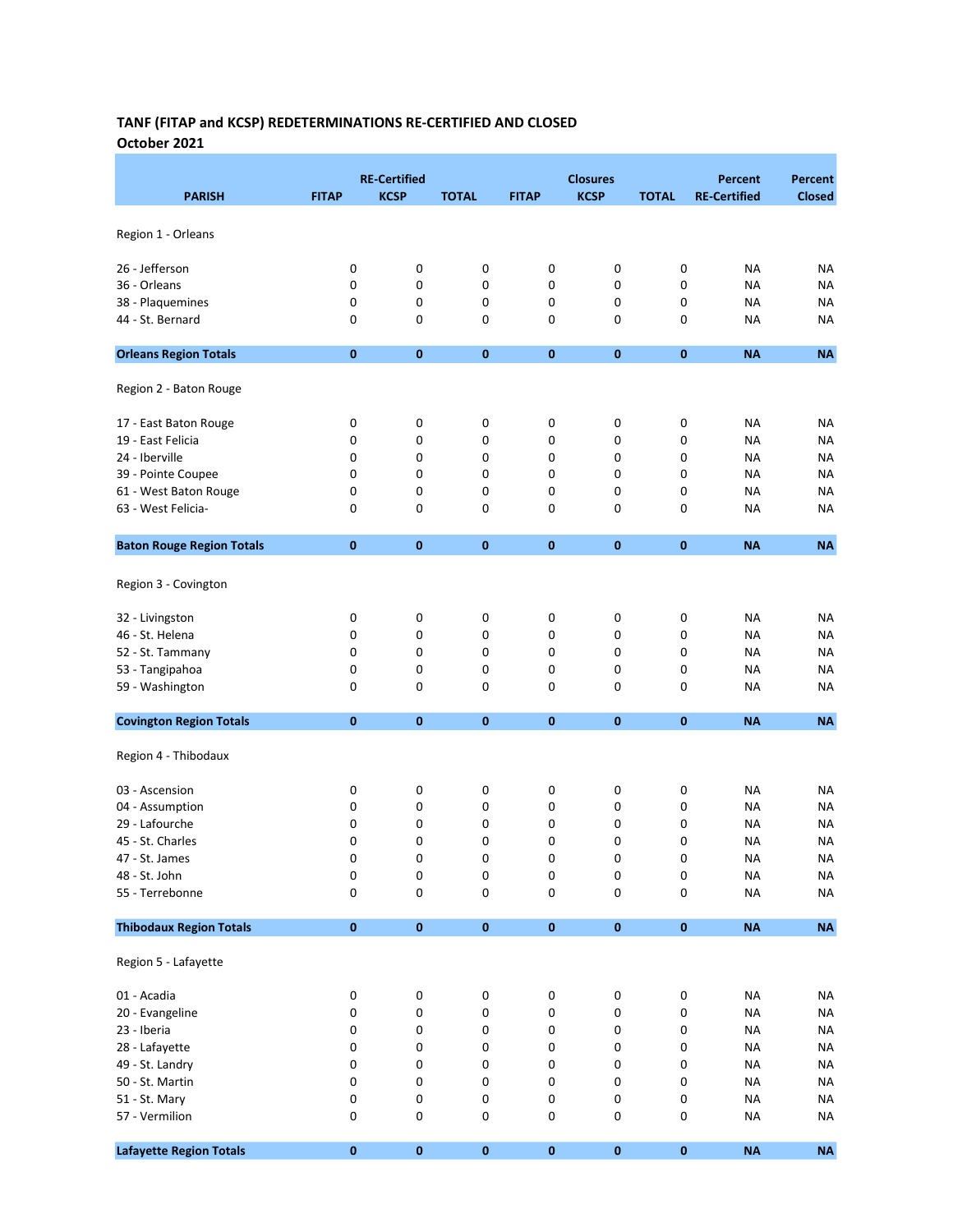**TANF (FITAP and KCSP) REDETERMINATIONS RE-CERTIFIED AND CLOSED**
**October 2021**

| PARISH | FITAP | RE-Certified KCSP | TOTAL | FITAP | Closures KCSP | TOTAL | Percent RE-Certified | Percent Closed |
|---|---|---|---|---|---|---|---|---|
| Region 1 - Orleans | | | | | | | | |
| 26 - Jefferson | 0 | 0 | 0 | 0 | 0 | 0 | NA | NA |
| 36 - Orleans | 0 | 0 | 0 | 0 | 0 | 0 | NA | NA |
| 38 - Plaquemines | 0 | 0 | 0 | 0 | 0 | 0 | NA | NA |
| 44 - St. Bernard | 0 | 0 | 0 | 0 | 0 | 0 | NA | NA |
| **Orleans Region Totals** | **0** | **0** | **0** | **0** | **0** | **0** | **NA** | **NA** |
| Region 2 - Baton Rouge | | | | | | | | |
| 17 - East Baton Rouge | 0 | 0 | 0 | 0 | 0 | 0 | NA | NA |
| 19 - East Felicia | 0 | 0 | 0 | 0 | 0 | 0 | NA | NA |
| 24 - Iberville | 0 | 0 | 0 | 0 | 0 | 0 | NA | NA |
| 39 - Pointe Coupee | 0 | 0 | 0 | 0 | 0 | 0 | NA | NA |
| 61 - West Baton Rouge | 0 | 0 | 0 | 0 | 0 | 0 | NA | NA |
| 63 - West Felicia- | 0 | 0 | 0 | 0 | 0 | 0 | NA | NA |
| **Baton Rouge Region Totals** | **0** | **0** | **0** | **0** | **0** | **0** | **NA** | **NA** |
| Region 3 - Covington | | | | | | | | |
| 32 - Livingston | 0 | 0 | 0 | 0 | 0 | 0 | NA | NA |
| 46 - St. Helena | 0 | 0 | 0 | 0 | 0 | 0 | NA | NA |
| 52 - St. Tammany | 0 | 0 | 0 | 0 | 0 | 0 | NA | NA |
| 53 - Tangipahoa | 0 | 0 | 0 | 0 | 0 | 0 | NA | NA |
| 59 - Washington | 0 | 0 | 0 | 0 | 0 | 0 | NA | NA |
| **Covington Region Totals** | **0** | **0** | **0** | **0** | **0** | **0** | **NA** | **NA** |
| Region 4 - Thibodaux | | | | | | | | |
| 03 - Ascension | 0 | 0 | 0 | 0 | 0 | 0 | NA | NA |
| 04 - Assumption | 0 | 0 | 0 | 0 | 0 | 0 | NA | NA |
| 29 - Lafourche | 0 | 0 | 0 | 0 | 0 | 0 | NA | NA |
| 45 - St. Charles | 0 | 0 | 0 | 0 | 0 | 0 | NA | NA |
| 47 - St. James | 0 | 0 | 0 | 0 | 0 | 0 | NA | NA |
| 48 - St. John | 0 | 0 | 0 | 0 | 0 | 0 | NA | NA |
| 55 - Terrebonne | 0 | 0 | 0 | 0 | 0 | 0 | NA | NA |
| **Thibodaux Region Totals** | **0** | **0** | **0** | **0** | **0** | **0** | **NA** | **NA** |
| Region 5 - Lafayette | | | | | | | | |
| 01 - Acadia | 0 | 0 | 0 | 0 | 0 | 0 | NA | NA |
| 20 - Evangeline | 0 | 0 | 0 | 0 | 0 | 0 | NA | NA |
| 23 - Iberia | 0 | 0 | 0 | 0 | 0 | 0 | NA | NA |
| 28 - Lafayette | 0 | 0 | 0 | 0 | 0 | 0 | NA | NA |
| 49 - St. Landry | 0 | 0 | 0 | 0 | 0 | 0 | NA | NA |
| 50 - St. Martin | 0 | 0 | 0 | 0 | 0 | 0 | NA | NA |
| 51 - St. Mary | 0 | 0 | 0 | 0 | 0 | 0 | NA | NA |
| 57 - Vermilion | 0 | 0 | 0 | 0 | 0 | 0 | NA | NA |
| **Lafayette Region Totals** | **0** | **0** | **0** | **0** | **0** | **0** | **NA** | **NA** |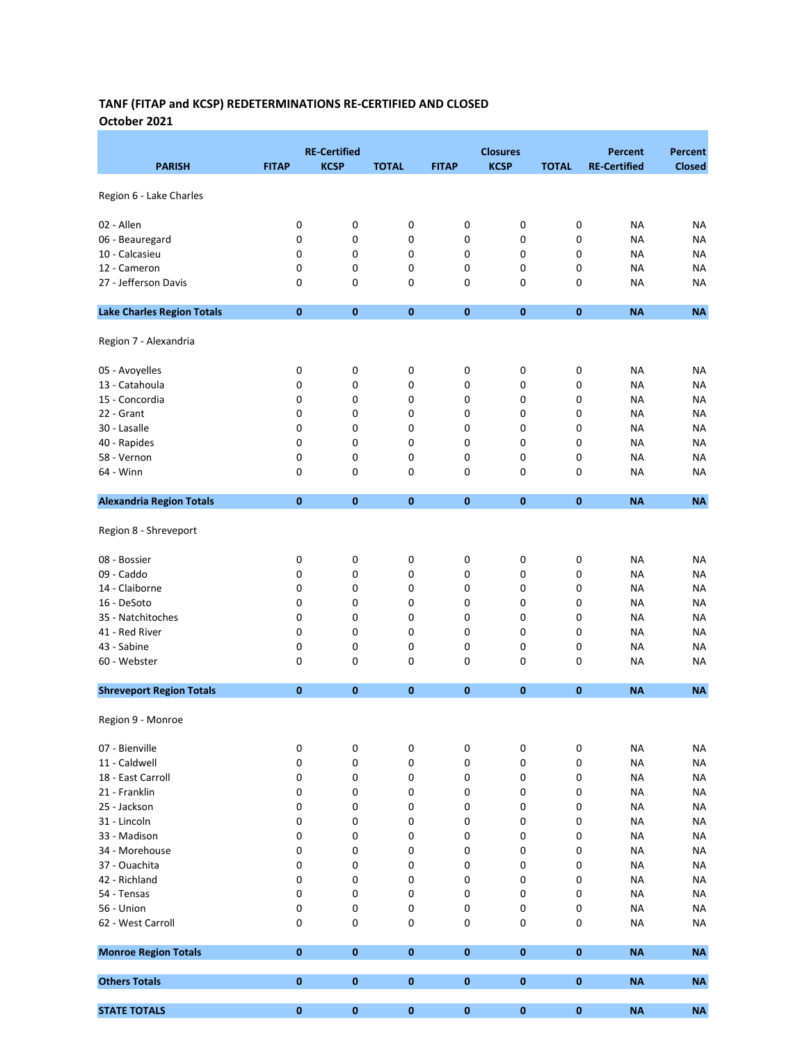**TANF (FITAP and KCSP) REDETERMINATIONS RE-CERTIFIED AND CLOSED**

**October 2021**

| PARISH | RE-Certified FITAP | RE-Certified KCSP | RE-Certified TOTAL | Closures FITAP | Closures KCSP | Closures TOTAL | Percent RE-Certified | Percent Closed |
|---|---|---|---|---|---|---|---|---|
| Region 6 - Lake Charles | | | | | | | | |
| 02 - Allen | 0 | 0 | 0 | 0 | 0 | 0 | NA | NA |
| 06 - Beauregard | 0 | 0 | 0 | 0 | 0 | 0 | NA | NA |
| 10 - Calcasieu | 0 | 0 | 0 | 0 | 0 | 0 | NA | NA |
| 12 - Cameron | 0 | 0 | 0 | 0 | 0 | 0 | NA | NA |
| 27 - Jefferson Davis | 0 | 0 | 0 | 0 | 0 | 0 | NA | NA |
| **Lake Charles Region Totals** | **0** | **0** | **0** | **0** | **0** | **0** | **NA** | **NA** |
| Region 7 - Alexandria | | | | | | | | |
| 05 - Avoyelles | 0 | 0 | 0 | 0 | 0 | 0 | NA | NA |
| 13 - Catahoula | 0 | 0 | 0 | 0 | 0 | 0 | NA | NA |
| 15 - Concordia | 0 | 0 | 0 | 0 | 0 | 0 | NA | NA |
| 22 - Grant | 0 | 0 | 0 | 0 | 0 | 0 | NA | NA |
| 30 - Lasalle | 0 | 0 | 0 | 0 | 0 | 0 | NA | NA |
| 40 - Rapides | 0 | 0 | 0 | 0 | 0 | 0 | NA | NA |
| 58 - Vernon | 0 | 0 | 0 | 0 | 0 | 0 | NA | NA |
| 64 - Winn | 0 | 0 | 0 | 0 | 0 | 0 | NA | NA |
| **Alexandria Region Totals** | **0** | **0** | **0** | **0** | **0** | **0** | **NA** | **NA** |
| Region 8 - Shreveport | | | | | | | | |
| 08 - Bossier | 0 | 0 | 0 | 0 | 0 | 0 | NA | NA |
| 09 - Caddo | 0 | 0 | 0 | 0 | 0 | 0 | NA | NA |
| 14 - Claiborne | 0 | 0 | 0 | 0 | 0 | 0 | NA | NA |
| 16 - DeSoto | 0 | 0 | 0 | 0 | 0 | 0 | NA | NA |
| 35 - Natchitoches | 0 | 0 | 0 | 0 | 0 | 0 | NA | NA |
| 41 - Red River | 0 | 0 | 0 | 0 | 0 | 0 | NA | NA |
| 43 - Sabine | 0 | 0 | 0 | 0 | 0 | 0 | NA | NA |
| 60 - Webster | 0 | 0 | 0 | 0 | 0 | 0 | NA | NA |
| **Shreveport Region Totals** | **0** | **0** | **0** | **0** | **0** | **0** | **NA** | **NA** |
| Region 9 - Monroe | | | | | | | | |
| 07 - Bienville | 0 | 0 | 0 | 0 | 0 | 0 | NA | NA |
| 11 - Caldwell | 0 | 0 | 0 | 0 | 0 | 0 | NA | NA |
| 18 - East Carroll | 0 | 0 | 0 | 0 | 0 | 0 | NA | NA |
| 21 - Franklin | 0 | 0 | 0 | 0 | 0 | 0 | NA | NA |
| 25 - Jackson | 0 | 0 | 0 | 0 | 0 | 0 | NA | NA |
| 31 - Lincoln | 0 | 0 | 0 | 0 | 0 | 0 | NA | NA |
| 33 - Madison | 0 | 0 | 0 | 0 | 0 | 0 | NA | NA |
| 34 - Morehouse | 0 | 0 | 0 | 0 | 0 | 0 | NA | NA |
| 37 - Ouachita | 0 | 0 | 0 | 0 | 0 | 0 | NA | NA |
| 42 - Richland | 0 | 0 | 0 | 0 | 0 | 0 | NA | NA |
| 54 - Tensas | 0 | 0 | 0 | 0 | 0 | 0 | NA | NA |
| 56 - Union | 0 | 0 | 0 | 0 | 0 | 0 | NA | NA |
| 62 - West Carroll | 0 | 0 | 0 | 0 | 0 | 0 | NA | NA |
| **Monroe Region Totals** | **0** | **0** | **0** | **0** | **0** | **0** | **NA** | **NA** |
| **Others Totals** | **0** | **0** | **0** | **0** | **0** | **0** | **NA** | **NA** |
| **STATE TOTALS** | **0** | **0** | **0** | **0** | **0** | **0** | **NA** | **NA** |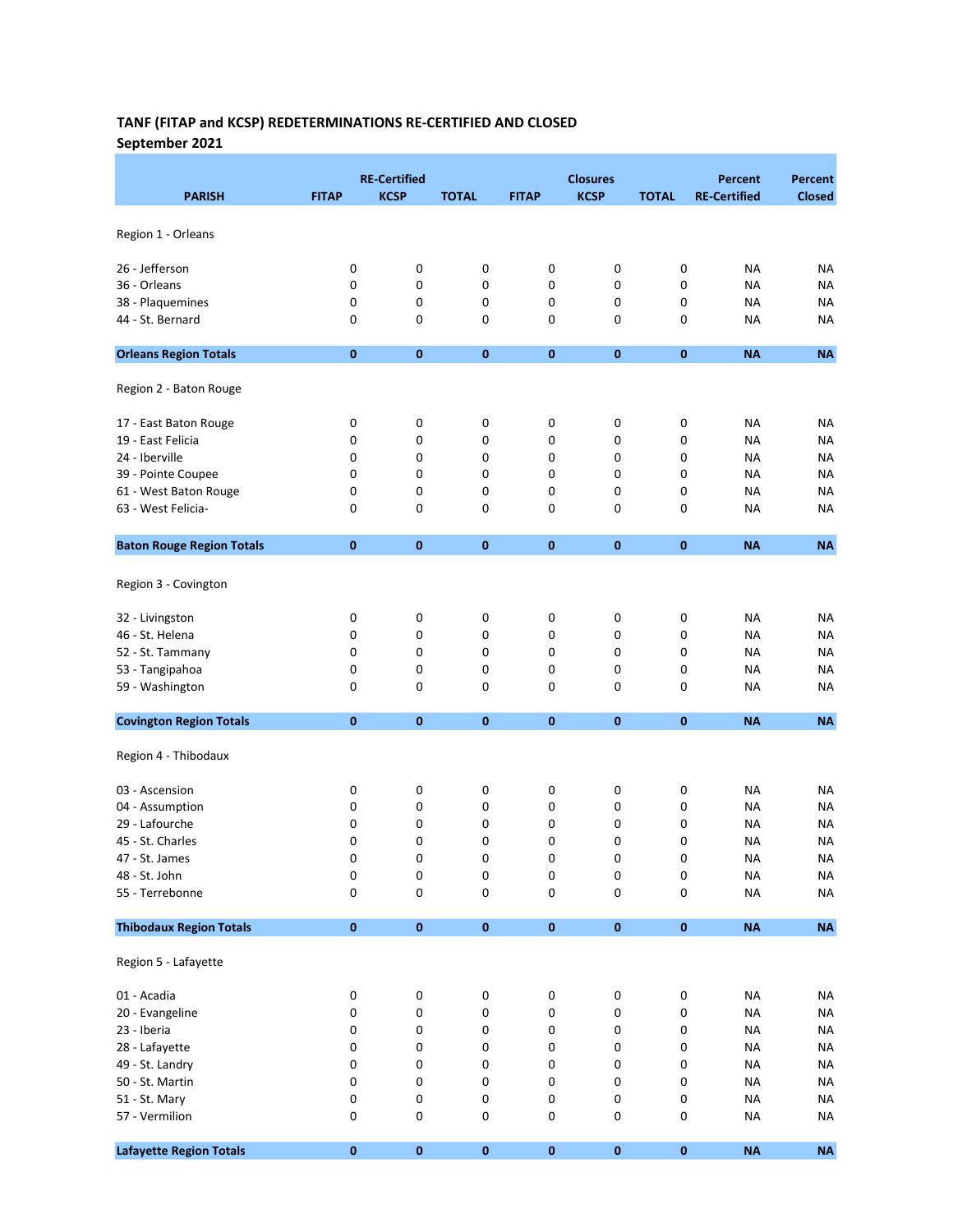**TANF (FITAP and KCSP) REDETERMINATIONS RE-CERTIFIED AND CLOSED**
**September 2021**

| PARISH | RE-Certified FITAP | RE-Certified KCSP | RE-Certified TOTAL | Closures FITAP | Closures KCSP | Closures TOTAL | Percent RE-Certified | Percent Closed |
|---|---|---|---|---|---|---|---|---|
| Region 1 - Orleans | | | | | | | | |
| 26 - Jefferson | 0 | 0 | 0 | 0 | 0 | 0 | NA | NA |
| 36 - Orleans | 0 | 0 | 0 | 0 | 0 | 0 | NA | NA |
| 38 - Plaquemines | 0 | 0 | 0 | 0 | 0 | 0 | NA | NA |
| 44 - St. Bernard | 0 | 0 | 0 | 0 | 0 | 0 | NA | NA |
| **Orleans Region Totals** | **0** | **0** | **0** | **0** | **0** | **0** | **NA** | **NA** |
| Region 2 - Baton Rouge | | | | | | | | |
| 17 - East Baton Rouge | 0 | 0 | 0 | 0 | 0 | 0 | NA | NA |
| 19 - East Felicia | 0 | 0 | 0 | 0 | 0 | 0 | NA | NA |
| 24 - Iberville | 0 | 0 | 0 | 0 | 0 | 0 | NA | NA |
| 39 - Pointe Coupee | 0 | 0 | 0 | 0 | 0 | 0 | NA | NA |
| 61 - West Baton Rouge | 0 | 0 | 0 | 0 | 0 | 0 | NA | NA |
| 63 - West Felicia- | 0 | 0 | 0 | 0 | 0 | 0 | NA | NA |
| **Baton Rouge Region Totals** | **0** | **0** | **0** | **0** | **0** | **0** | **NA** | **NA** |
| Region 3 - Covington | | | | | | | | |
| 32 - Livingston | 0 | 0 | 0 | 0 | 0 | 0 | NA | NA |
| 46 - St. Helena | 0 | 0 | 0 | 0 | 0 | 0 | NA | NA |
| 52 - St. Tammany | 0 | 0 | 0 | 0 | 0 | 0 | NA | NA |
| 53 - Tangipahoa | 0 | 0 | 0 | 0 | 0 | 0 | NA | NA |
| 59 - Washington | 0 | 0 | 0 | 0 | 0 | 0 | NA | NA |
| **Covington Region Totals** | **0** | **0** | **0** | **0** | **0** | **0** | **NA** | **NA** |
| Region 4 - Thibodaux | | | | | | | | |
| 03 - Ascension | 0 | 0 | 0 | 0 | 0 | 0 | NA | NA |
| 04 - Assumption | 0 | 0 | 0 | 0 | 0 | 0 | NA | NA |
| 29 - Lafourche | 0 | 0 | 0 | 0 | 0 | 0 | NA | NA |
| 45 - St. Charles | 0 | 0 | 0 | 0 | 0 | 0 | NA | NA |
| 47 - St. James | 0 | 0 | 0 | 0 | 0 | 0 | NA | NA |
| 48 - St. John | 0 | 0 | 0 | 0 | 0 | 0 | NA | NA |
| 55 - Terrebonne | 0 | 0 | 0 | 0 | 0 | 0 | NA | NA |
| **Thibodaux Region Totals** | **0** | **0** | **0** | **0** | **0** | **0** | **NA** | **NA** |
| Region 5 - Lafayette | | | | | | | | |
| 01 - Acadia | 0 | 0 | 0 | 0 | 0 | 0 | NA | NA |
| 20 - Evangeline | 0 | 0 | 0 | 0 | 0 | 0 | NA | NA |
| 23 - Iberia | 0 | 0 | 0 | 0 | 0 | 0 | NA | NA |
| 28 - Lafayette | 0 | 0 | 0 | 0 | 0 | 0 | NA | NA |
| 49 - St. Landry | 0 | 0 | 0 | 0 | 0 | 0 | NA | NA |
| 50 - St. Martin | 0 | 0 | 0 | 0 | 0 | 0 | NA | NA |
| 51 - St. Mary | 0 | 0 | 0 | 0 | 0 | 0 | NA | NA |
| 57 - Vermilion | 0 | 0 | 0 | 0 | 0 | 0 | NA | NA |
| **Lafayette Region Totals** | **0** | **0** | **0** | **0** | **0** | **0** | **NA** | **NA** |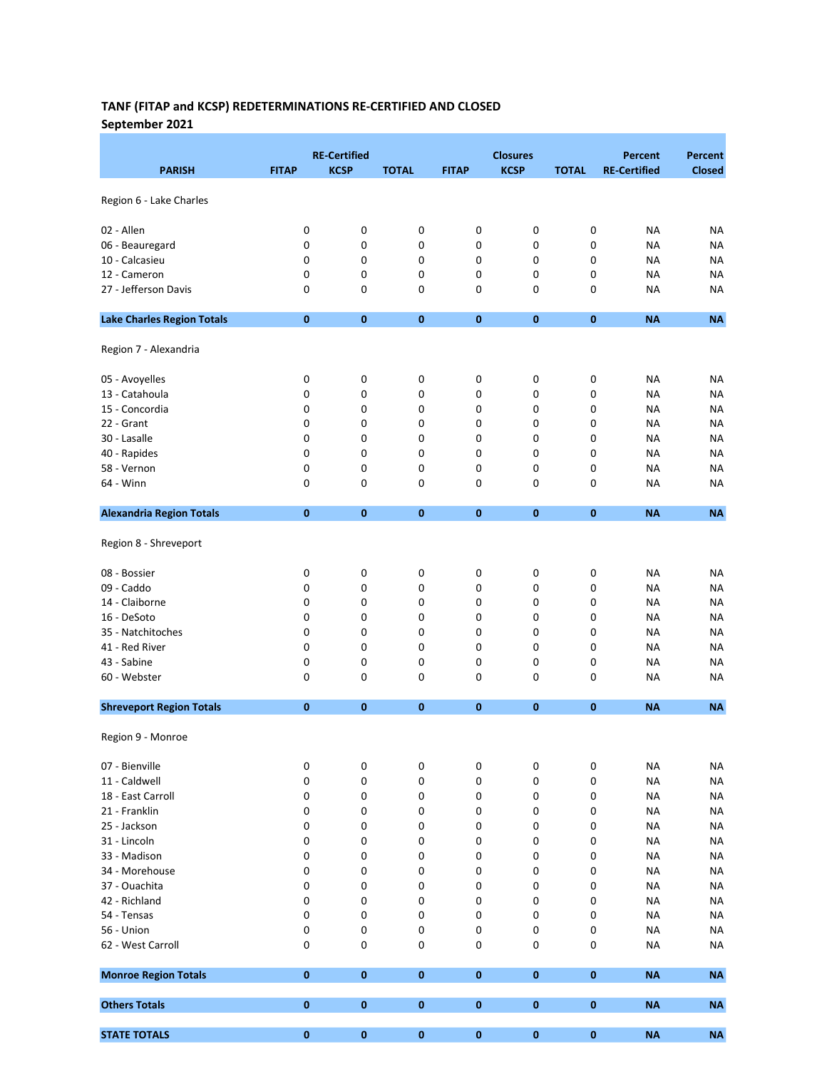**TANF (FITAP and KCSP) REDETERMINATIONS RE-CERTIFIED AND CLOSED**
**September 2021**

| PARISH | RE-Certified FITAP | KCSP | TOTAL | Closures FITAP | KCSP | TOTAL | Percent RE-Certified | Percent Closed |
|---|---|---|---|---|---|---|---|---|
| Region 6 - Lake Charles | | | | | | | | |
| 02 - Allen | 0 | 0 | 0 | 0 | 0 | 0 | NA | NA |
| 06 - Beauregard | 0 | 0 | 0 | 0 | 0 | 0 | NA | NA |
| 10 - Calcasieu | 0 | 0 | 0 | 0 | 0 | 0 | NA | NA |
| 12 - Cameron | 0 | 0 | 0 | 0 | 0 | 0 | NA | NA |
| 27 - Jefferson Davis | 0 | 0 | 0 | 0 | 0 | 0 | NA | NA |
| **Lake Charles Region Totals** | **0** | **0** | **0** | **0** | **0** | **0** | **NA** | **NA** |
| Region 7 - Alexandria | | | | | | | | |
| 05 - Avoyelles | 0 | 0 | 0 | 0 | 0 | 0 | NA | NA |
| 13 - Catahoula | 0 | 0 | 0 | 0 | 0 | 0 | NA | NA |
| 15 - Concordia | 0 | 0 | 0 | 0 | 0 | 0 | NA | NA |
| 22 - Grant | 0 | 0 | 0 | 0 | 0 | 0 | NA | NA |
| 30 - Lasalle | 0 | 0 | 0 | 0 | 0 | 0 | NA | NA |
| 40 - Rapides | 0 | 0 | 0 | 0 | 0 | 0 | NA | NA |
| 58 - Vernon | 0 | 0 | 0 | 0 | 0 | 0 | NA | NA |
| 64 - Winn | 0 | 0 | 0 | 0 | 0 | 0 | NA | NA |
| **Alexandria Region Totals** | **0** | **0** | **0** | **0** | **0** | **0** | **NA** | **NA** |
| Region 8 - Shreveport | | | | | | | | |
| 08 - Bossier | 0 | 0 | 0 | 0 | 0 | 0 | NA | NA |
| 09 - Caddo | 0 | 0 | 0 | 0 | 0 | 0 | NA | NA |
| 14 - Claiborne | 0 | 0 | 0 | 0 | 0 | 0 | NA | NA |
| 16 - DeSoto | 0 | 0 | 0 | 0 | 0 | 0 | NA | NA |
| 35 - Natchitoches | 0 | 0 | 0 | 0 | 0 | 0 | NA | NA |
| 41 - Red River | 0 | 0 | 0 | 0 | 0 | 0 | NA | NA |
| 43 - Sabine | 0 | 0 | 0 | 0 | 0 | 0 | NA | NA |
| 60 - Webster | 0 | 0 | 0 | 0 | 0 | 0 | NA | NA |
| **Shreveport Region Totals** | **0** | **0** | **0** | **0** | **0** | **0** | **NA** | **NA** |
| Region 9 - Monroe | | | | | | | | |
| 07 - Bienville | 0 | 0 | 0 | 0 | 0 | 0 | NA | NA |
| 11 - Caldwell | 0 | 0 | 0 | 0 | 0 | 0 | NA | NA |
| 18 - East Carroll | 0 | 0 | 0 | 0 | 0 | 0 | NA | NA |
| 21 - Franklin | 0 | 0 | 0 | 0 | 0 | 0 | NA | NA |
| 25 - Jackson | 0 | 0 | 0 | 0 | 0 | 0 | NA | NA |
| 31 - Lincoln | 0 | 0 | 0 | 0 | 0 | 0 | NA | NA |
| 33 - Madison | 0 | 0 | 0 | 0 | 0 | 0 | NA | NA |
| 34 - Morehouse | 0 | 0 | 0 | 0 | 0 | 0 | NA | NA |
| 37 - Ouachita | 0 | 0 | 0 | 0 | 0 | 0 | NA | NA |
| 42 - Richland | 0 | 0 | 0 | 0 | 0 | 0 | NA | NA |
| 54 - Tensas | 0 | 0 | 0 | 0 | 0 | 0 | NA | NA |
| 56 - Union | 0 | 0 | 0 | 0 | 0 | 0 | NA | NA |
| 62 - West Carroll | 0 | 0 | 0 | 0 | 0 | 0 | NA | NA |
| **Monroe Region Totals** | **0** | **0** | **0** | **0** | **0** | **0** | **NA** | **NA** |
| **Others Totals** | **0** | **0** | **0** | **0** | **0** | **0** | **NA** | **NA** |
| **STATE TOTALS** | **0** | **0** | **0** | **0** | **0** | **0** | **NA** | **NA** |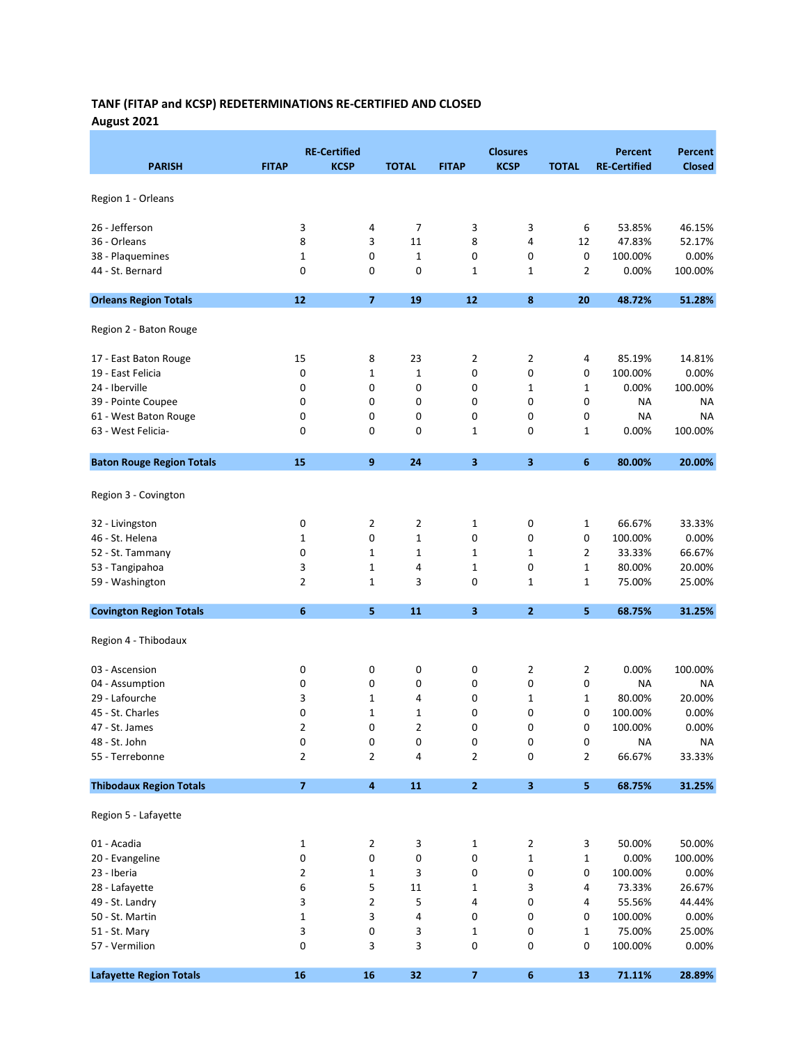**TANF (FITAP and KCSP) REDETERMINATIONS RE-CERTIFIED AND CLOSED**
**August 2021**

| PARISH | RE-Certified FITAP | RE-Certified KCSP | RE-Certified TOTAL | Closures FITAP | Closures KCSP | Closures TOTAL | Percent RE-Certified | Percent Closed |
|---|---|---|---|---|---|---|---|---|
| Region 1 - Orleans | | | | | | | | |
| 26 - Jefferson | 3 | 4 | 7 | 3 | 3 | 6 | 53.85% | 46.15% |
| 36 - Orleans | 8 | 3 | 11 | 8 | 4 | 12 | 47.83% | 52.17% |
| 38 - Plaquemines | 1 | 0 | 1 | 0 | 0 | 0 | 100.00% | 0.00% |
| 44 - St. Bernard | 0 | 0 | 0 | 1 | 1 | 2 | 0.00% | 100.00% |
| **Orleans Region Totals** | **12** | **7** | **19** | **12** | **8** | **20** | **48.72%** | **51.28%** |
| Region 2 - Baton Rouge | | | | | | | | |
| 17 - East Baton Rouge | 15 | 8 | 23 | 2 | 2 | 4 | 85.19% | 14.81% |
| 19 - East Felicia | 0 | 1 | 1 | 0 | 0 | 0 | 100.00% | 0.00% |
| 24 - Iberville | 0 | 0 | 0 | 0 | 1 | 1 | 0.00% | 100.00% |
| 39 - Pointe Coupee | 0 | 0 | 0 | 0 | 0 | 0 | NA | NA |
| 61 - West Baton Rouge | 0 | 0 | 0 | 0 | 0 | 0 | NA | NA |
| 63 - West Felicia- | 0 | 0 | 0 | 1 | 0 | 1 | 0.00% | 100.00% |
| **Baton Rouge Region Totals** | **15** | **9** | **24** | **3** | **3** | **6** | **80.00%** | **20.00%** |
| Region 3 - Covington | | | | | | | | |
| 32 - Livingston | 0 | 2 | 2 | 1 | 0 | 1 | 66.67% | 33.33% |
| 46 - St. Helena | 1 | 0 | 1 | 0 | 0 | 0 | 100.00% | 0.00% |
| 52 - St. Tammany | 0 | 1 | 1 | 1 | 1 | 2 | 33.33% | 66.67% |
| 53 - Tangipahoa | 3 | 1 | 4 | 1 | 0 | 1 | 80.00% | 20.00% |
| 59 - Washington | 2 | 1 | 3 | 0 | 1 | 1 | 75.00% | 25.00% |
| **Covington Region Totals** | **6** | **5** | **11** | **3** | **2** | **5** | **68.75%** | **31.25%** |
| Region 4 - Thibodaux | | | | | | | | |
| 03 - Ascension | 0 | 0 | 0 | 0 | 2 | 2 | 0.00% | 100.00% |
| 04 - Assumption | 0 | 0 | 0 | 0 | 0 | 0 | NA | NA |
| 29 - Lafourche | 3 | 1 | 4 | 0 | 1 | 1 | 80.00% | 20.00% |
| 45 - St. Charles | 0 | 1 | 1 | 0 | 0 | 0 | 100.00% | 0.00% |
| 47 - St. James | 2 | 0 | 2 | 0 | 0 | 0 | 100.00% | 0.00% |
| 48 - St. John | 0 | 0 | 0 | 0 | 0 | 0 | NA | NA |
| 55 - Terrebonne | 2 | 2 | 4 | 2 | 0 | 2 | 66.67% | 33.33% |
| **Thibodaux Region Totals** | **7** | **4** | **11** | **2** | **3** | **5** | **68.75%** | **31.25%** |
| Region 5 - Lafayette | | | | | | | | |
| 01 - Acadia | 1 | 2 | 3 | 1 | 2 | 3 | 50.00% | 50.00% |
| 20 - Evangeline | 0 | 0 | 0 | 0 | 1 | 1 | 0.00% | 100.00% |
| 23 - Iberia | 2 | 1 | 3 | 0 | 0 | 0 | 100.00% | 0.00% |
| 28 - Lafayette | 6 | 5 | 11 | 1 | 3 | 4 | 73.33% | 26.67% |
| 49 - St. Landry | 3 | 2 | 5 | 4 | 0 | 4 | 55.56% | 44.44% |
| 50 - St. Martin | 1 | 3 | 4 | 0 | 0 | 0 | 100.00% | 0.00% |
| 51 - St. Mary | 3 | 0 | 3 | 1 | 0 | 1 | 75.00% | 25.00% |
| 57 - Vermilion | 0 | 3 | 3 | 0 | 0 | 0 | 100.00% | 0.00% |
| **Lafayette Region Totals** | **16** | **16** | **32** | **7** | **6** | **13** | **71.11%** | **28.89%** |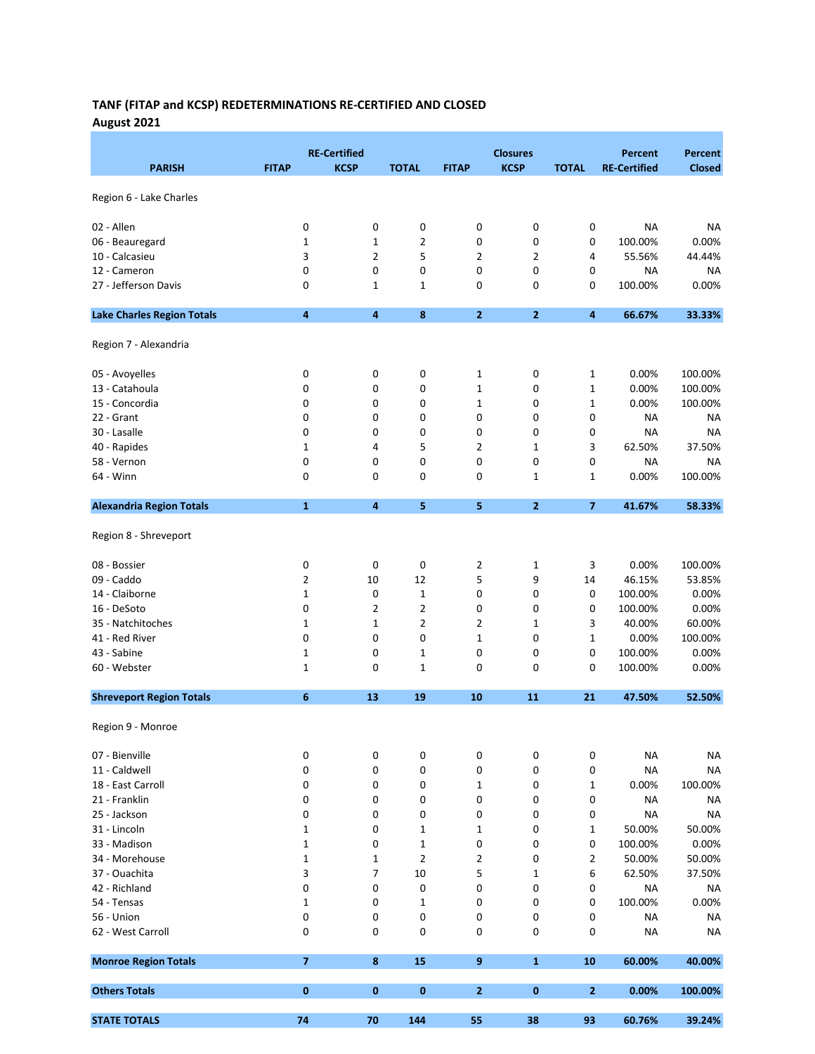**TANF (FITAP and KCSP) REDETERMINATIONS RE-CERTIFIED AND CLOSED**

**August 2021**

| PARISH | RE-Certified FITAP | RE-Certified KCSP | RE-Certified TOTAL | Closures FITAP | Closures KCSP | Closures TOTAL | Percent RE-Certified | Percent Closed |
|---|---|---|---|---|---|---|---|---|
| Region 6 - Lake Charles | | | | | | | | |
| 02 - Allen | 0 | 0 | 0 | 0 | 0 | 0 | NA | NA |
| 06 - Beauregard | 1 | 1 | 2 | 0 | 0 | 0 | 100.00% | 0.00% |
| 10 - Calcasieu | 3 | 2 | 5 | 2 | 2 | 4 | 55.56% | 44.44% |
| 12 - Cameron | 0 | 0 | 0 | 0 | 0 | 0 | NA | NA |
| 27 - Jefferson Davis | 0 | 1 | 1 | 0 | 0 | 0 | 100.00% | 0.00% |
| **Lake Charles Region Totals** | **4** | **4** | **8** | **2** | **2** | **4** | **66.67%** | **33.33%** |
| Region 7 - Alexandria | | | | | | | | |
| 05 - Avoyelles | 0 | 0 | 0 | 1 | 0 | 1 | 0.00% | 100.00% |
| 13 - Catahoula | 0 | 0 | 0 | 1 | 0 | 1 | 0.00% | 100.00% |
| 15 - Concordia | 0 | 0 | 0 | 1 | 0 | 1 | 0.00% | 100.00% |
| 22 - Grant | 0 | 0 | 0 | 0 | 0 | 0 | NA | NA |
| 30 - Lasalle | 0 | 0 | 0 | 0 | 0 | 0 | NA | NA |
| 40 - Rapides | 1 | 4 | 5 | 2 | 1 | 3 | 62.50% | 37.50% |
| 58 - Vernon | 0 | 0 | 0 | 0 | 0 | 0 | NA | NA |
| 64 - Winn | 0 | 0 | 0 | 0 | 1 | 1 | 0.00% | 100.00% |
| **Alexandria Region Totals** | **1** | **4** | **5** | **5** | **2** | **7** | **41.67%** | **58.33%** |
| Region 8 - Shreveport | | | | | | | | |
| 08 - Bossier | 0 | 0 | 0 | 2 | 1 | 3 | 0.00% | 100.00% |
| 09 - Caddo | 2 | 10 | 12 | 5 | 9 | 14 | 46.15% | 53.85% |
| 14 - Claiborne | 1 | 0 | 1 | 0 | 0 | 0 | 100.00% | 0.00% |
| 16 - DeSoto | 0 | 2 | 2 | 0 | 0 | 0 | 100.00% | 0.00% |
| 35 - Natchitoches | 1 | 1 | 2 | 2 | 1 | 3 | 40.00% | 60.00% |
| 41 - Red River | 0 | 0 | 0 | 1 | 0 | 1 | 0.00% | 100.00% |
| 43 - Sabine | 1 | 0 | 1 | 0 | 0 | 0 | 100.00% | 0.00% |
| 60 - Webster | 1 | 0 | 1 | 0 | 0 | 0 | 100.00% | 0.00% |
| **Shreveport Region Totals** | **6** | **13** | **19** | **10** | **11** | **21** | **47.50%** | **52.50%** |
| Region 9 - Monroe | | | | | | | | |
| 07 - Bienville | 0 | 0 | 0 | 0 | 0 | 0 | NA | NA |
| 11 - Caldwell | 0 | 0 | 0 | 0 | 0 | 0 | NA | NA |
| 18 - East Carroll | 0 | 0 | 0 | 1 | 0 | 1 | 0.00% | 100.00% |
| 21 - Franklin | 0 | 0 | 0 | 0 | 0 | 0 | NA | NA |
| 25 - Jackson | 0 | 0 | 0 | 0 | 0 | 0 | NA | NA |
| 31 - Lincoln | 1 | 0 | 1 | 1 | 0 | 1 | 50.00% | 50.00% |
| 33 - Madison | 1 | 0 | 1 | 0 | 0 | 0 | 100.00% | 0.00% |
| 34 - Morehouse | 1 | 1 | 2 | 2 | 0 | 2 | 50.00% | 50.00% |
| 37 - Ouachita | 3 | 7 | 10 | 5 | 1 | 6 | 62.50% | 37.50% |
| 42 - Richland | 0 | 0 | 0 | 0 | 0 | 0 | NA | NA |
| 54 - Tensas | 1 | 0 | 1 | 0 | 0 | 0 | 100.00% | 0.00% |
| 56 - Union | 0 | 0 | 0 | 0 | 0 | 0 | NA | NA |
| 62 - West Carroll | 0 | 0 | 0 | 0 | 0 | 0 | NA | NA |
| **Monroe Region Totals** | **7** | **8** | **15** | **9** | **1** | **10** | **60.00%** | **40.00%** |
| **Others Totals** | **0** | **0** | **0** | **2** | **0** | **2** | **0.00%** | **100.00%** |
| **STATE TOTALS** | **74** | **70** | **144** | **55** | **38** | **93** | **60.76%** | **39.24%** |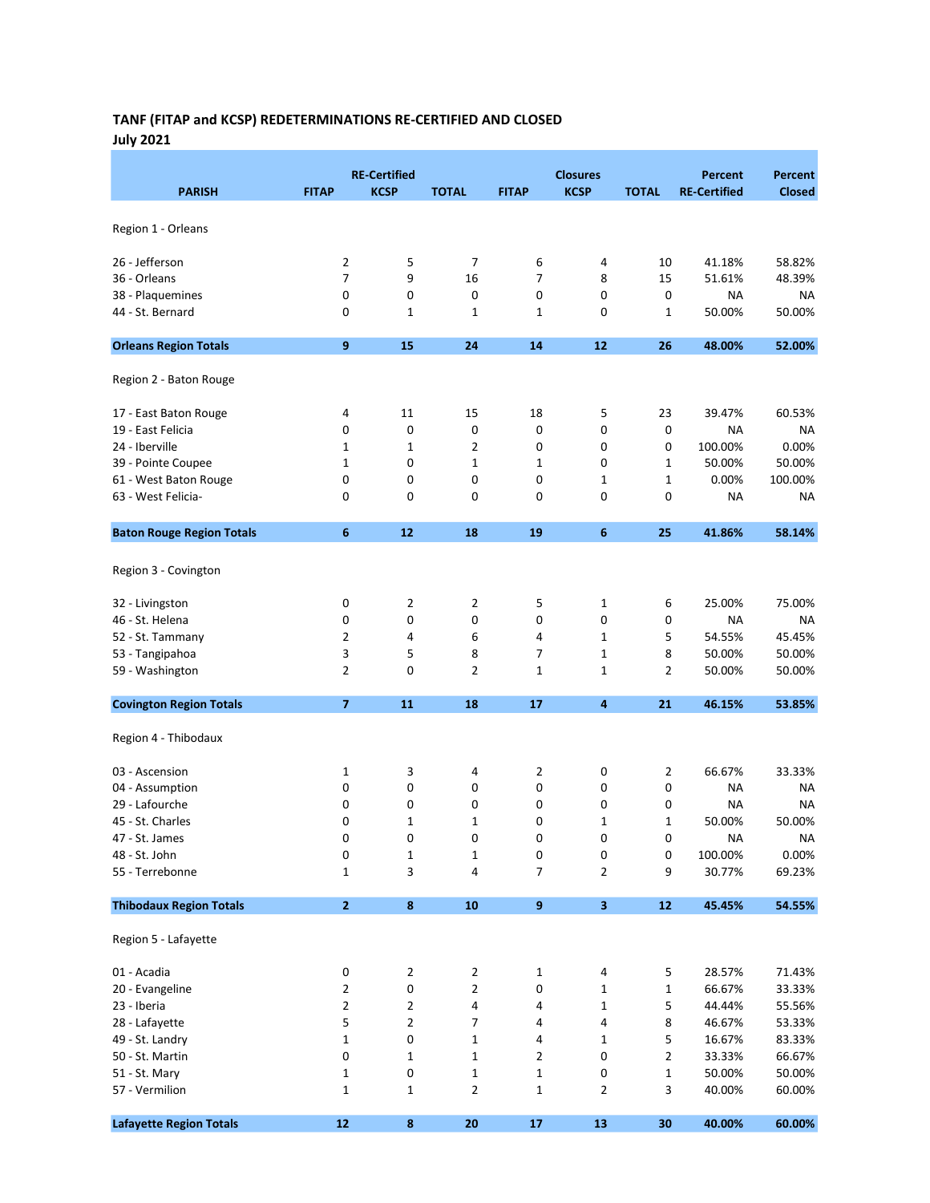**TANF (FITAP and KCSP) REDETERMINATIONS RE-CERTIFIED AND CLOSED**
**July 2021**

| PARISH | RE-Certified FITAP | RE-Certified KCSP | TOTAL | Closures FITAP | Closures KCSP | TOTAL | Percent RE-Certified | Percent Closed |
|---|---|---|---|---|---|---|---|---|
| Region 1 - Orleans | | | | | | | | |
| 26 - Jefferson | 2 | 5 | 7 | 6 | 4 | 10 | 41.18% | 58.82% |
| 36 - Orleans | 7 | 9 | 16 | 7 | 8 | 15 | 51.61% | 48.39% |
| 38 - Plaquemines | 0 | 0 | 0 | 0 | 0 | 0 | NA | NA |
| 44 - St. Bernard | 0 | 1 | 1 | 1 | 0 | 1 | 50.00% | 50.00% |
| **Orleans Region Totals** | **9** | **15** | **24** | **14** | **12** | **26** | **48.00%** | **52.00%** |
| Region 2 - Baton Rouge | | | | | | | | |
| 17 - East Baton Rouge | 4 | 11 | 15 | 18 | 5 | 23 | 39.47% | 60.53% |
| 19 - East Felicia | 0 | 0 | 0 | 0 | 0 | 0 | NA | NA |
| 24 - Iberville | 1 | 1 | 2 | 0 | 0 | 0 | 100.00% | 0.00% |
| 39 - Pointe Coupee | 1 | 0 | 1 | 1 | 0 | 1 | 50.00% | 50.00% |
| 61 - West Baton Rouge | 0 | 0 | 0 | 0 | 1 | 1 | 0.00% | 100.00% |
| 63 - West Felicia- | 0 | 0 | 0 | 0 | 0 | 0 | NA | NA |
| **Baton Rouge Region Totals** | **6** | **12** | **18** | **19** | **6** | **25** | **41.86%** | **58.14%** |
| Region 3 - Covington | | | | | | | | |
| 32 - Livingston | 0 | 2 | 2 | 5 | 1 | 6 | 25.00% | 75.00% |
| 46 - St. Helena | 0 | 0 | 0 | 0 | 0 | 0 | NA | NA |
| 52 - St. Tammany | 2 | 4 | 6 | 4 | 1 | 5 | 54.55% | 45.45% |
| 53 - Tangipahoa | 3 | 5 | 8 | 7 | 1 | 8 | 50.00% | 50.00% |
| 59 - Washington | 2 | 0 | 2 | 1 | 1 | 2 | 50.00% | 50.00% |
| **Covington Region Totals** | **7** | **11** | **18** | **17** | **4** | **21** | **46.15%** | **53.85%** |
| Region 4 - Thibodaux | | | | | | | | |
| 03 - Ascension | 1 | 3 | 4 | 2 | 0 | 2 | 66.67% | 33.33% |
| 04 - Assumption | 0 | 0 | 0 | 0 | 0 | 0 | NA | NA |
| 29 - Lafourche | 0 | 0 | 0 | 0 | 0 | 0 | NA | NA |
| 45 - St. Charles | 0 | 1 | 1 | 0 | 1 | 1 | 50.00% | 50.00% |
| 47 - St. James | 0 | 0 | 0 | 0 | 0 | 0 | NA | NA |
| 48 - St. John | 0 | 1 | 1 | 0 | 0 | 0 | 100.00% | 0.00% |
| 55 - Terrebonne | 1 | 3 | 4 | 7 | 2 | 9 | 30.77% | 69.23% |
| **Thibodaux Region Totals** | **2** | **8** | **10** | **9** | **3** | **12** | **45.45%** | **54.55%** |
| Region 5 - Lafayette | | | | | | | | |
| 01 - Acadia | 0 | 2 | 2 | 1 | 4 | 5 | 28.57% | 71.43% |
| 20 - Evangeline | 2 | 0 | 2 | 0 | 1 | 1 | 66.67% | 33.33% |
| 23 - Iberia | 2 | 2 | 4 | 4 | 1 | 5 | 44.44% | 55.56% |
| 28 - Lafayette | 5 | 2 | 7 | 4 | 4 | 8 | 46.67% | 53.33% |
| 49 - St. Landry | 1 | 0 | 1 | 4 | 1 | 5 | 16.67% | 83.33% |
| 50 - St. Martin | 0 | 1 | 1 | 2 | 0 | 2 | 33.33% | 66.67% |
| 51 - St. Mary | 1 | 0 | 1 | 1 | 0 | 1 | 50.00% | 50.00% |
| 57 - Vermilion | 1 | 1 | 2 | 1 | 2 | 3 | 40.00% | 60.00% |
| **Lafayette Region Totals** | **12** | **8** | **20** | **17** | **13** | **30** | **40.00%** | **60.00%** |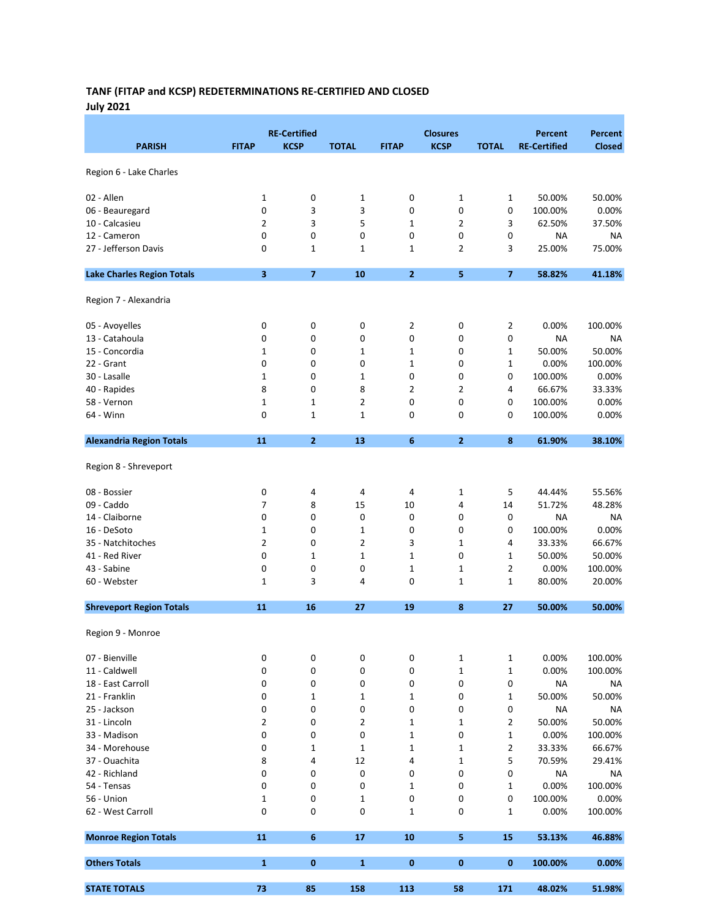**TANF (FITAP and KCSP) REDETERMINATIONS RE-CERTIFIED AND CLOSED**
**July 2021**

| PARISH | RE-Certified FITAP | RE-Certified KCSP | RE-Certified TOTAL | Closures FITAP | Closures KCSP | Closures TOTAL | Percent RE-Certified | Percent Closed |
|---|---|---|---|---|---|---|---|---|
| Region 6 - Lake Charles | | | | | | | | |
| 02 - Allen | 1 | 0 | 1 | 0 | 1 | 1 | 50.00% | 50.00% |
| 06 - Beauregard | 0 | 3 | 3 | 0 | 0 | 0 | 100.00% | 0.00% |
| 10 - Calcasieu | 2 | 3 | 5 | 1 | 2 | 3 | 62.50% | 37.50% |
| 12 - Cameron | 0 | 0 | 0 | 0 | 0 | 0 | NA | NA |
| 27 - Jefferson Davis | 0 | 1 | 1 | 1 | 2 | 3 | 25.00% | 75.00% |
| **Lake Charles Region Totals** | **3** | **7** | **10** | **2** | **5** | **7** | **58.82%** | **41.18%** |
| Region 7 - Alexandria | | | | | | | | |
| 05 - Avoyelles | 0 | 0 | 0 | 2 | 0 | 2 | 0.00% | 100.00% |
| 13 - Catahoula | 0 | 0 | 0 | 0 | 0 | 0 | NA | NA |
| 15 - Concordia | 1 | 0 | 1 | 1 | 0 | 1 | 50.00% | 50.00% |
| 22 - Grant | 0 | 0 | 0 | 1 | 0 | 1 | 0.00% | 100.00% |
| 30 - Lasalle | 1 | 0 | 1 | 0 | 0 | 0 | 100.00% | 0.00% |
| 40 - Rapides | 8 | 0 | 8 | 2 | 2 | 4 | 66.67% | 33.33% |
| 58 - Vernon | 1 | 1 | 2 | 0 | 0 | 0 | 100.00% | 0.00% |
| 64 - Winn | 0 | 1 | 1 | 0 | 0 | 0 | 100.00% | 0.00% |
| **Alexandria Region Totals** | **11** | **2** | **13** | **6** | **2** | **8** | **61.90%** | **38.10%** |
| Region 8 - Shreveport | | | | | | | | |
| 08 - Bossier | 0 | 4 | 4 | 4 | 1 | 5 | 44.44% | 55.56% |
| 09 - Caddo | 7 | 8 | 15 | 10 | 4 | 14 | 51.72% | 48.28% |
| 14 - Claiborne | 0 | 0 | 0 | 0 | 0 | 0 | NA | NA |
| 16 - DeSoto | 1 | 0 | 1 | 0 | 0 | 0 | 100.00% | 0.00% |
| 35 - Natchitoches | 2 | 0 | 2 | 3 | 1 | 4 | 33.33% | 66.67% |
| 41 - Red River | 0 | 1 | 1 | 1 | 0 | 1 | 50.00% | 50.00% |
| 43 - Sabine | 0 | 0 | 0 | 1 | 1 | 2 | 0.00% | 100.00% |
| 60 - Webster | 1 | 3 | 4 | 0 | 1 | 1 | 80.00% | 20.00% |
| **Shreveport Region Totals** | **11** | **16** | **27** | **19** | **8** | **27** | **50.00%** | **50.00%** |
| Region 9 - Monroe | | | | | | | | |
| 07 - Bienville | 0 | 0 | 0 | 0 | 1 | 1 | 0.00% | 100.00% |
| 11 - Caldwell | 0 | 0 | 0 | 0 | 1 | 1 | 0.00% | 100.00% |
| 18 - East Carroll | 0 | 0 | 0 | 0 | 0 | 0 | NA | NA |
| 21 - Franklin | 0 | 1 | 1 | 1 | 0 | 1 | 50.00% | 50.00% |
| 25 - Jackson | 0 | 0 | 0 | 0 | 0 | 0 | NA | NA |
| 31 - Lincoln | 2 | 0 | 2 | 1 | 1 | 2 | 50.00% | 50.00% |
| 33 - Madison | 0 | 0 | 0 | 1 | 0 | 1 | 0.00% | 100.00% |
| 34 - Morehouse | 0 | 1 | 1 | 1 | 1 | 2 | 33.33% | 66.67% |
| 37 - Ouachita | 8 | 4 | 12 | 4 | 1 | 5 | 70.59% | 29.41% |
| 42 - Richland | 0 | 0 | 0 | 0 | 0 | 0 | NA | NA |
| 54 - Tensas | 0 | 0 | 0 | 1 | 0 | 1 | 0.00% | 100.00% |
| 56 - Union | 1 | 0 | 1 | 0 | 0 | 0 | 100.00% | 0.00% |
| 62 - West Carroll | 0 | 0 | 0 | 1 | 0 | 1 | 0.00% | 100.00% |
| **Monroe Region Totals** | **11** | **6** | **17** | **10** | **5** | **15** | **53.13%** | **46.88%** |
| **Others Totals** | **1** | **0** | **1** | **0** | **0** | **0** | **100.00%** | **0.00%** |
| **STATE TOTALS** | **73** | **85** | **158** | **113** | **58** | **171** | **48.02%** | **51.98%** |